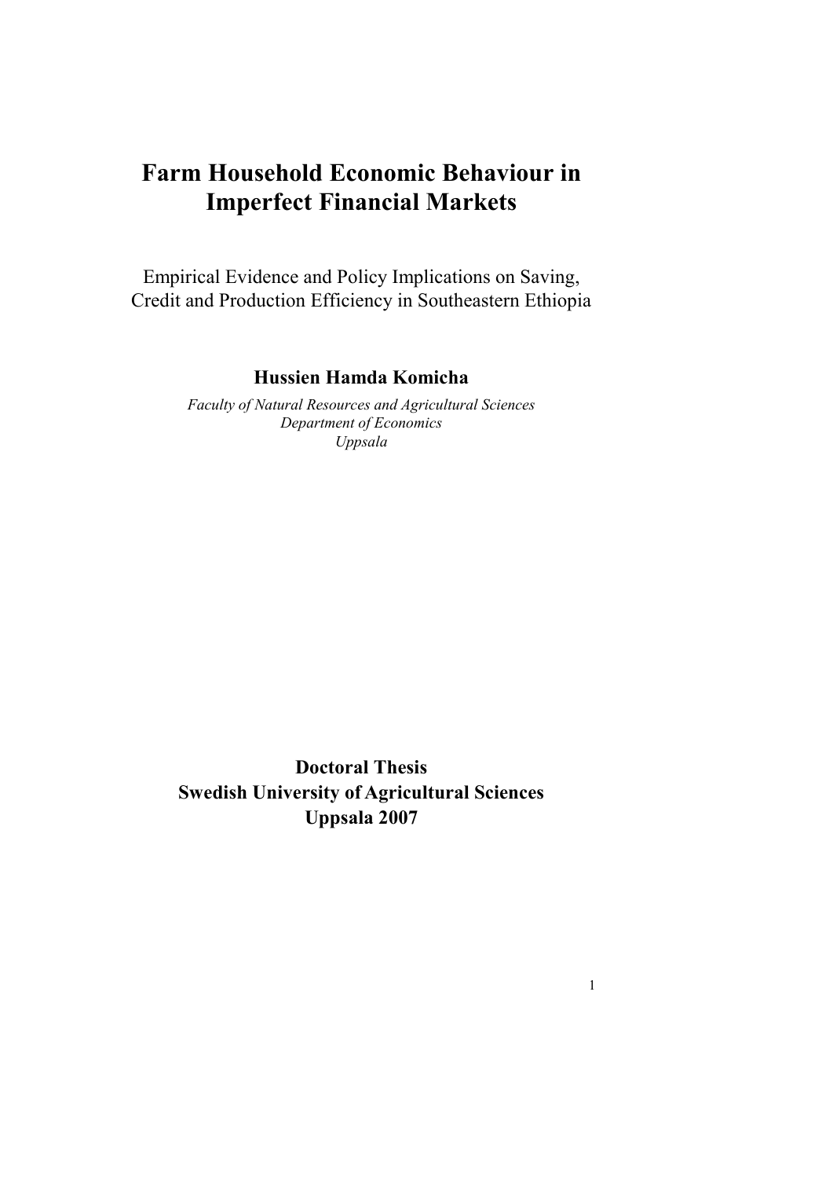# Farm Household Economic Behaviour in Imperfect Financial Markets

Empirical Evidence and Policy Implications on Saving, Credit and Production Efficiency in Southeastern Ethiopia

**Hussien Hamda Komicha**

*Faculty of Natural Resources and Agricultural Sciences*
*Department of Economics*
*Uppsala*

**Doctoral Thesis**
**Swedish University of Agricultural Sciences**
**Uppsala 2007**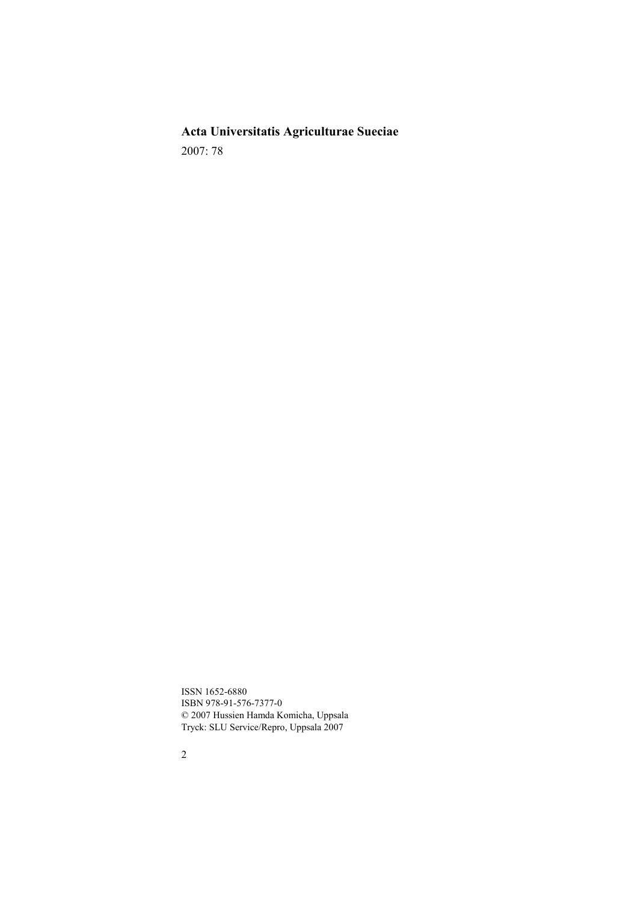**Acta Universitatis Agriculturae Sueciae**

2007: 78

ISSN 1652-6880
ISBN 978-91-576-7377-0
© 2007 Hussien Hamda Komicha, Uppsala
Tryck: SLU Service/Repro, Uppsala 2007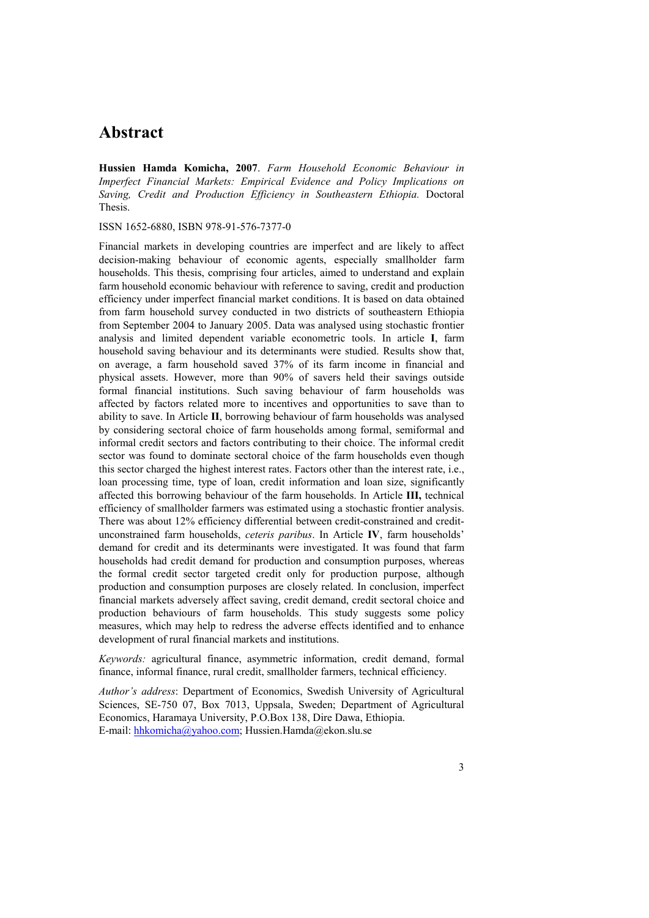# Abstract

**Hussien Hamda Komicha, 2007**. *Farm Household Economic Behaviour in Imperfect Financial Markets: Empirical Evidence and Policy Implications on Saving, Credit and Production Efficiency in Southeastern Ethiopia.* Doctoral Thesis.

ISSN 1652-6880, ISBN 978-91-576-7377-0

Financial markets in developing countries are imperfect and are likely to affect decision-making behaviour of economic agents, especially smallholder farm households. This thesis, comprising four articles, aimed to understand and explain farm household economic behaviour with reference to saving, credit and production efficiency under imperfect financial market conditions. It is based on data obtained from farm household survey conducted in two districts of southeastern Ethiopia from September 2004 to January 2005. Data was analysed using stochastic frontier analysis and limited dependent variable econometric tools. In article **I**, farm household saving behaviour and its determinants were studied. Results show that, on average, a farm household saved 37% of its farm income in financial and physical assets. However, more than 90% of savers held their savings outside formal financial institutions. Such saving behaviour of farm households was affected by factors related more to incentives and opportunities to save than to ability to save. In Article **II**, borrowing behaviour of farm households was analysed by considering sectoral choice of farm households among formal, semiformal and informal credit sectors and factors contributing to their choice. The informal credit sector was found to dominate sectoral choice of the farm households even though this sector charged the highest interest rates. Factors other than the interest rate, i.e., loan processing time, type of loan, credit information and loan size, significantly affected this borrowing behaviour of the farm households. In Article **III,** technical efficiency of smallholder farmers was estimated using a stochastic frontier analysis. There was about 12% efficiency differential between credit-constrained and credit-unconstrained farm households, *ceteris paribus*. In Article **IV**, farm households' demand for credit and its determinants were investigated. It was found that farm households had credit demand for production and consumption purposes, whereas the formal credit sector targeted credit only for production purpose, although production and consumption purposes are closely related. In conclusion, imperfect financial markets adversely affect saving, credit demand, credit sectoral choice and production behaviours of farm households. This study suggests some policy measures, which may help to redress the adverse effects identified and to enhance development of rural financial markets and institutions.

*Keywords:* agricultural finance, asymmetric information, credit demand, formal finance, informal finance, rural credit, smallholder farmers, technical efficiency.

*Author's address*: Department of Economics, Swedish University of Agricultural Sciences, SE-750 07, Box 7013, Uppsala, Sweden; Department of Agricultural Economics, Haramaya University, P.O.Box 138, Dire Dawa, Ethiopia.
E-mail: hhkomicha@yahoo.com; Hussien.Hamda@ekon.slu.se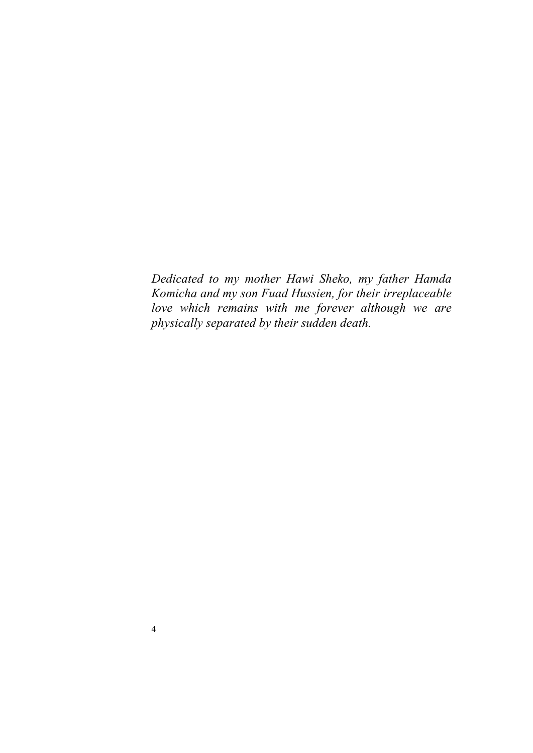*Dedicated to my mother Hawi Sheko, my father Hamda Komicha and my son Fuad Hussien, for their irreplaceable love which remains with me forever although we are physically separated by their sudden death.*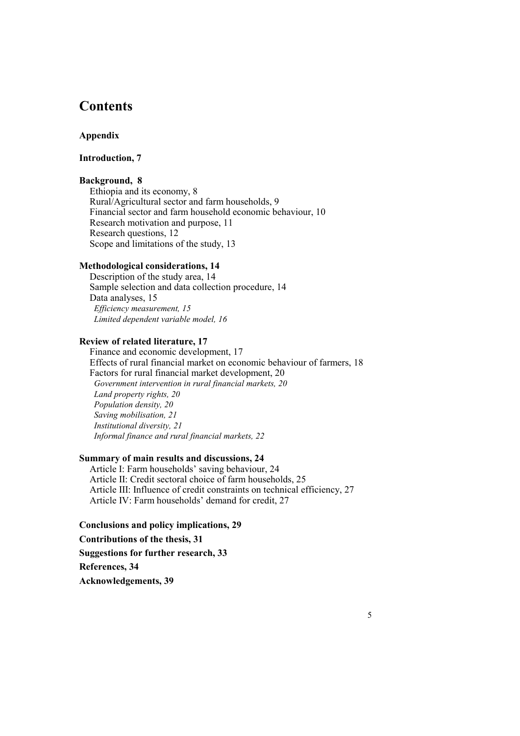# Contents

**Appendix**

**Introduction, 7**

**Background, 8**

Ethiopia and its economy, 8
Rural/Agricultural sector and farm households, 9
Financial sector and farm household economic behaviour, 10
Research motivation and purpose, 11
Research questions, 12
Scope and limitations of the study, 13

**Methodological considerations, 14**

Description of the study area, 14
Sample selection and data collection procedure, 14
Data analyses, 15
*Efficiency measurement, 15*
*Limited dependent variable model, 16*

**Review of related literature, 17**

Finance and economic development, 17
Effects of rural financial market on economic behaviour of farmers, 18
Factors for rural financial market development, 20
*Government intervention in rural financial markets, 20*
*Land property rights, 20*
*Population density, 20*
*Saving mobilisation, 21*
*Institutional diversity, 21*
*Informal finance and rural financial markets, 22*

**Summary of main results and discussions, 24**

Article I: Farm households' saving behaviour, 24
Article II: Credit sectoral choice of farm households, 25
Article III: Influence of credit constraints on technical efficiency, 27
Article IV: Farm households' demand for credit, 27

**Conclusions and policy implications, 29**

**Contributions of the thesis, 31**

**Suggestions for further research, 33**

**References, 34**

**Acknowledgements, 39**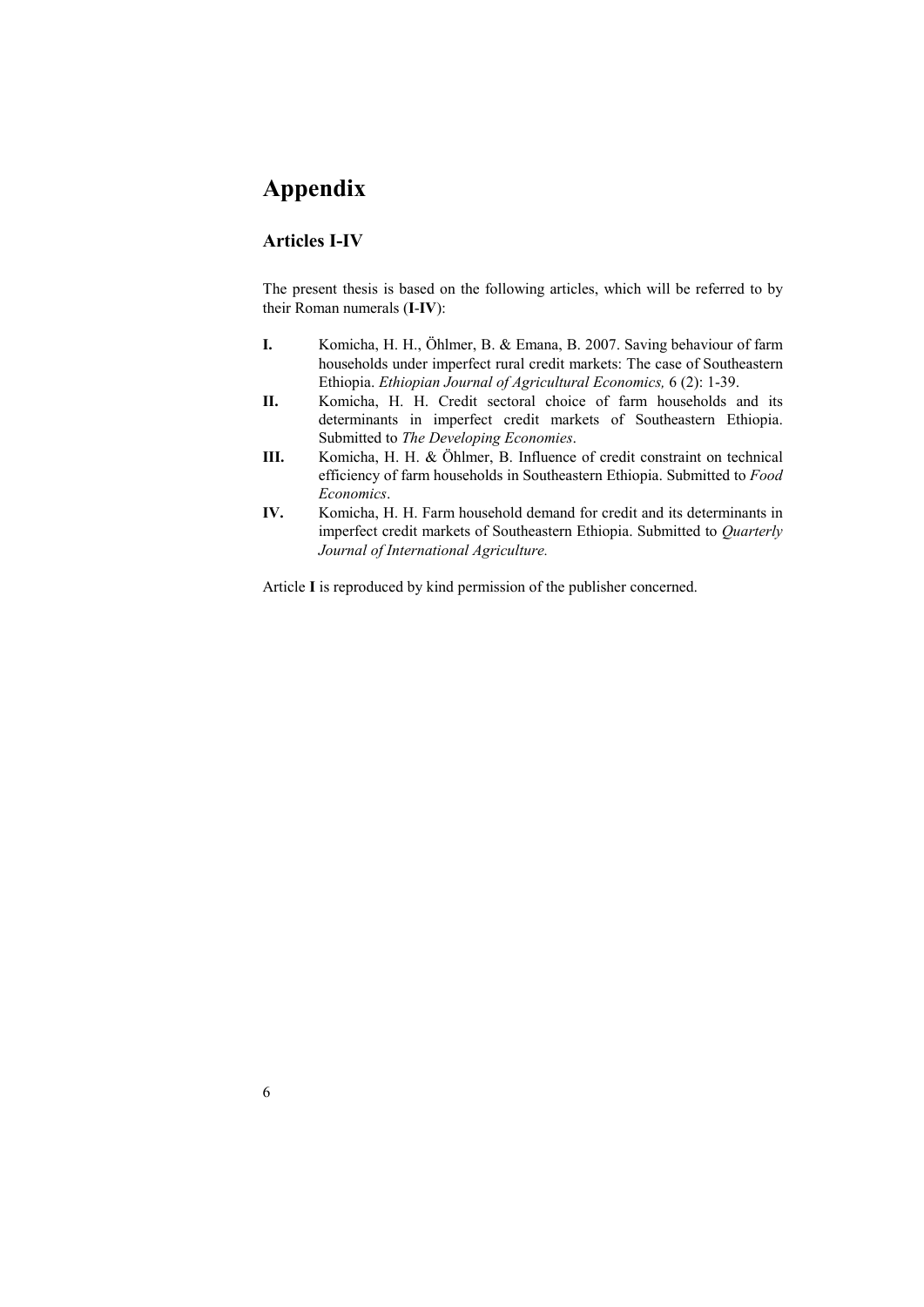# Appendix

## Articles I-IV

The present thesis is based on the following articles, which will be referred to by their Roman numerals (**I**-**IV**):

- **I.** Komicha, H. H., Öhlmer, B. & Emana, B. 2007. Saving behaviour of farm households under imperfect rural credit markets: The case of Southeastern Ethiopia. *Ethiopian Journal of Agricultural Economics,* 6 (2): 1-39.
- **II.** Komicha, H. H. Credit sectoral choice of farm households and its determinants in imperfect credit markets of Southeastern Ethiopia. Submitted to *The Developing Economies*.
- **III.** Komicha, H. H. & Öhlmer, B. Influence of credit constraint on technical efficiency of farm households in Southeastern Ethiopia. Submitted to *Food Economics*.
- **IV.** Komicha, H. H. Farm household demand for credit and its determinants in imperfect credit markets of Southeastern Ethiopia. Submitted to *Quarterly Journal of International Agriculture.*

Article **I** is reproduced by kind permission of the publisher concerned.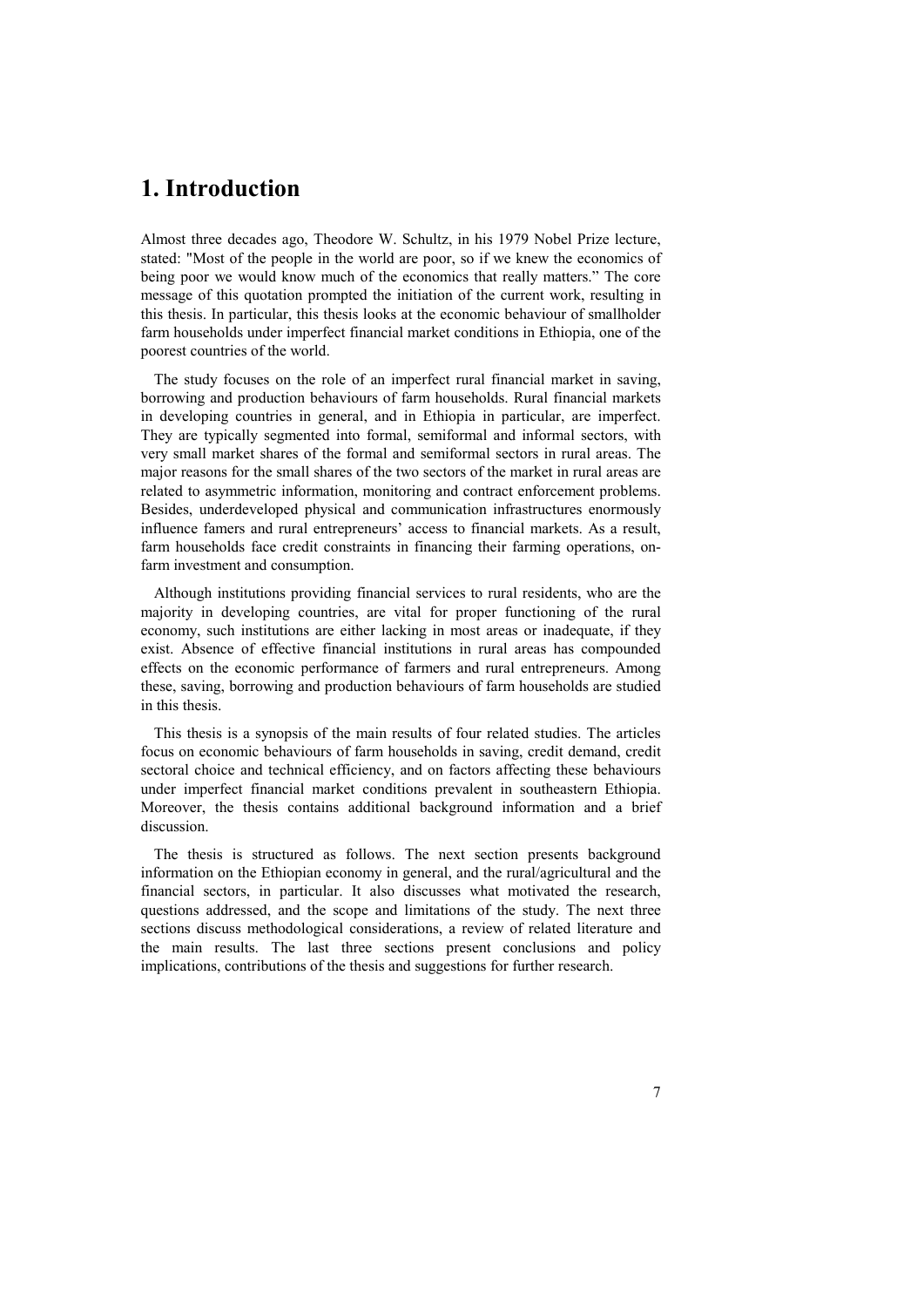# 1. Introduction

Almost three decades ago, Theodore W. Schultz, in his 1979 Nobel Prize lecture, stated: "Most of the people in the world are poor, so if we knew the economics of being poor we would know much of the economics that really matters." The core message of this quotation prompted the initiation of the current work, resulting in this thesis. In particular, this thesis looks at the economic behaviour of smallholder farm households under imperfect financial market conditions in Ethiopia, one of the poorest countries of the world.

The study focuses on the role of an imperfect rural financial market in saving, borrowing and production behaviours of farm households. Rural financial markets in developing countries in general, and in Ethiopia in particular, are imperfect. They are typically segmented into formal, semiformal and informal sectors, with very small market shares of the formal and semiformal sectors in rural areas. The major reasons for the small shares of the two sectors of the market in rural areas are related to asymmetric information, monitoring and contract enforcement problems. Besides, underdeveloped physical and communication infrastructures enormously influence famers and rural entrepreneurs' access to financial markets. As a result, farm households face credit constraints in financing their farming operations, on-farm investment and consumption.

Although institutions providing financial services to rural residents, who are the majority in developing countries, are vital for proper functioning of the rural economy, such institutions are either lacking in most areas or inadequate, if they exist. Absence of effective financial institutions in rural areas has compounded effects on the economic performance of farmers and rural entrepreneurs. Among these, saving, borrowing and production behaviours of farm households are studied in this thesis.

This thesis is a synopsis of the main results of four related studies. The articles focus on economic behaviours of farm households in saving, credit demand, credit sectoral choice and technical efficiency, and on factors affecting these behaviours under imperfect financial market conditions prevalent in southeastern Ethiopia. Moreover, the thesis contains additional background information and a brief discussion.

The thesis is structured as follows. The next section presents background information on the Ethiopian economy in general, and the rural/agricultural and the financial sectors, in particular. It also discusses what motivated the research, questions addressed, and the scope and limitations of the study. The next three sections discuss methodological considerations, a review of related literature and the main results. The last three sections present conclusions and policy implications, contributions of the thesis and suggestions for further research.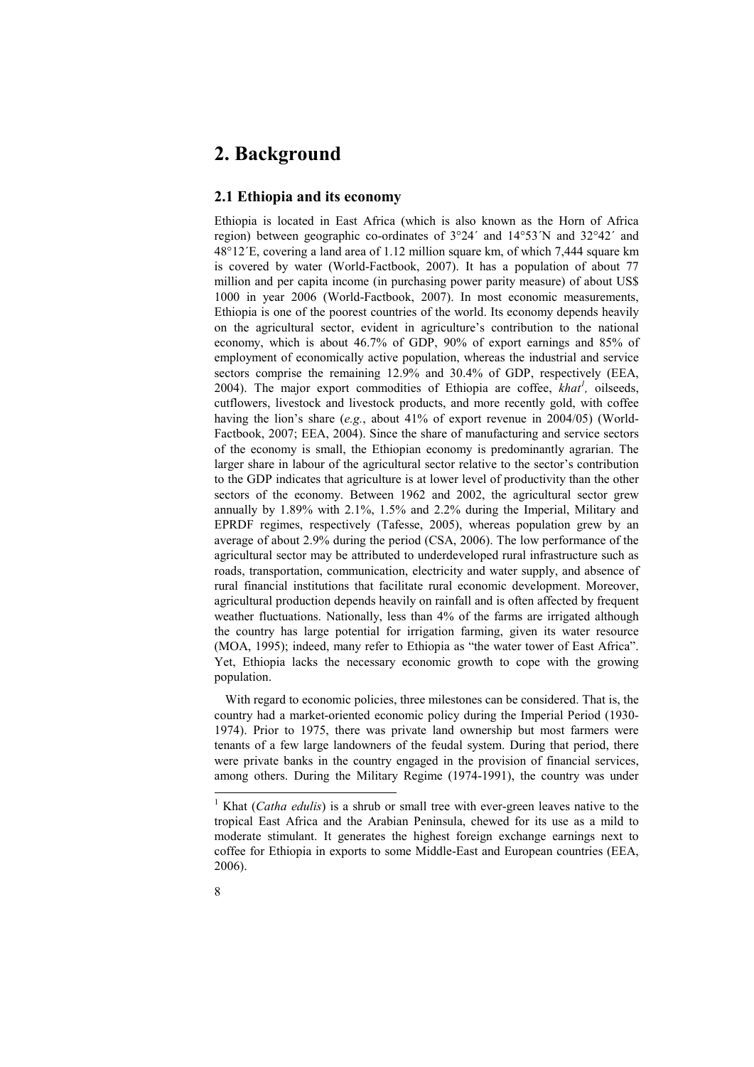# 2. Background

## 2.1 Ethiopia and its economy

Ethiopia is located in East Africa (which is also known as the Horn of Africa region) between geographic co-ordinates of 3°24´ and 14°53´N and 32°42´ and 48°12´E, covering a land area of 1.12 million square km, of which 7,444 square km is covered by water (World-Factbook, 2007). It has a population of about 77 million and per capita income (in purchasing power parity measure) of about US$ 1000 in year 2006 (World-Factbook, 2007). In most economic measurements, Ethiopia is one of the poorest countries of the world. Its economy depends heavily on the agricultural sector, evident in agriculture's contribution to the national economy, which is about 46.7% of GDP, 90% of export earnings and 85% of employment of economically active population, whereas the industrial and service sectors comprise the remaining 12.9% and 30.4% of GDP, respectively (EEA, 2004). The major export commodities of Ethiopia are coffee, *khat*[1], oilseeds, cutflowers, livestock and livestock products, and more recently gold, with coffee having the lion's share (*e.g.*, about 41% of export revenue in 2004/05) (World-Factbook, 2007; EEA, 2004). Since the share of manufacturing and service sectors of the economy is small, the Ethiopian economy is predominantly agrarian. The larger share in labour of the agricultural sector relative to the sector's contribution to the GDP indicates that agriculture is at lower level of productivity than the other sectors of the economy. Between 1962 and 2002, the agricultural sector grew annually by 1.89% with 2.1%, 1.5% and 2.2% during the Imperial, Military and EPRDF regimes, respectively (Tafesse, 2005), whereas population grew by an average of about 2.9% during the period (CSA, 2006). The low performance of the agricultural sector may be attributed to underdeveloped rural infrastructure such as roads, transportation, communication, electricity and water supply, and absence of rural financial institutions that facilitate rural economic development. Moreover, agricultural production depends heavily on rainfall and is often affected by frequent weather fluctuations. Nationally, less than 4% of the farms are irrigated although the country has large potential for irrigation farming, given its water resource (MOA, 1995); indeed, many refer to Ethiopia as "the water tower of East Africa". Yet, Ethiopia lacks the necessary economic growth to cope with the growing population.

With regard to economic policies, three milestones can be considered. That is, the country had a market-oriented economic policy during the Imperial Period (1930-1974). Prior to 1975, there was private land ownership but most farmers were tenants of a few large landowners of the feudal system. During that period, there were private banks in the country engaged in the provision of financial services, among others. During the Military Regime (1974-1991), the country was under

[1] Khat (*Catha edulis*) is a shrub or small tree with ever-green leaves native to the tropical East Africa and the Arabian Peninsula, chewed for its use as a mild to moderate stimulant. It generates the highest foreign exchange earnings next to coffee for Ethiopia in exports to some Middle-East and European countries (EEA, 2006).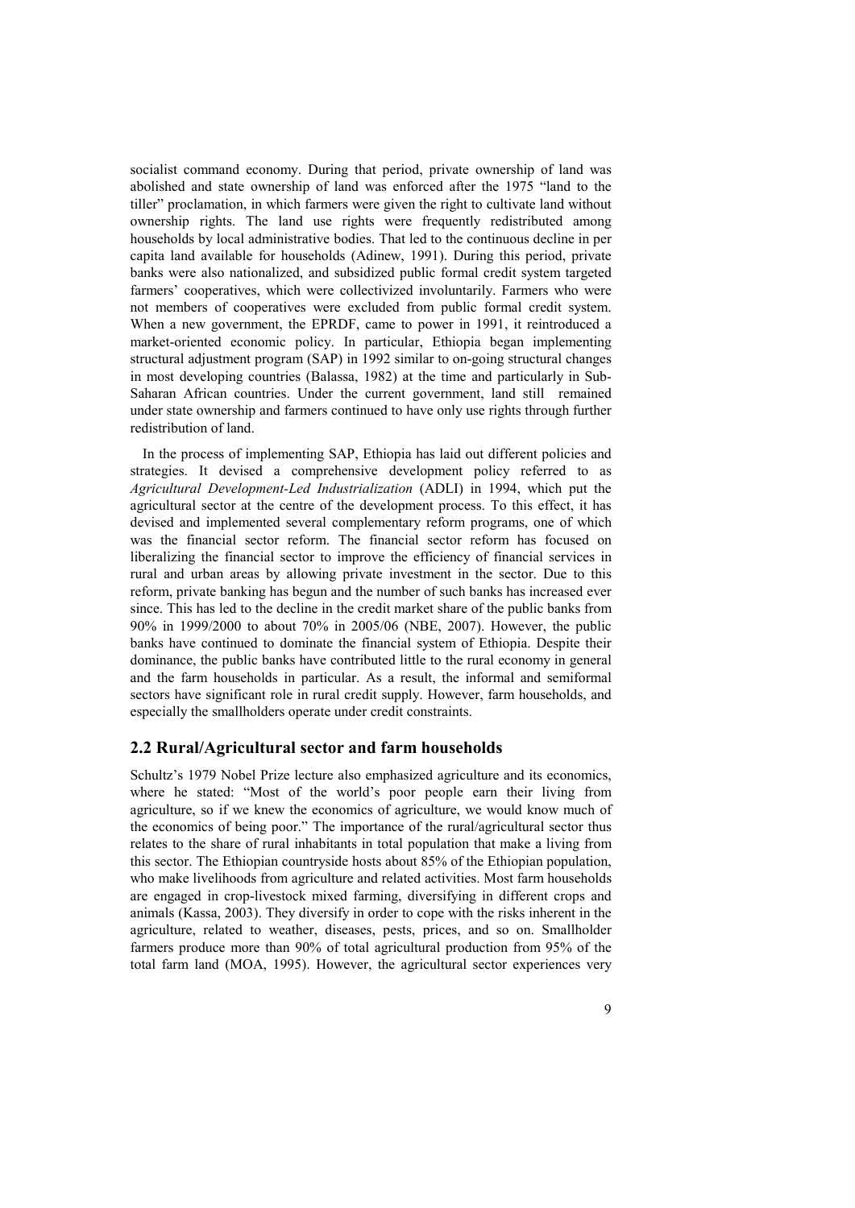socialist command economy. During that period, private ownership of land was abolished and state ownership of land was enforced after the 1975 "land to the tiller" proclamation, in which farmers were given the right to cultivate land without ownership rights. The land use rights were frequently redistributed among households by local administrative bodies. That led to the continuous decline in per capita land available for households (Adinew, 1991). During this period, private banks were also nationalized, and subsidized public formal credit system targeted farmers' cooperatives, which were collectivized involuntarily. Farmers who were not members of cooperatives were excluded from public formal credit system. When a new government, the EPRDF, came to power in 1991, it reintroduced a market-oriented economic policy. In particular, Ethiopia began implementing structural adjustment program (SAP) in 1992 similar to on-going structural changes in most developing countries (Balassa, 1982) at the time and particularly in Sub-Saharan African countries. Under the current government, land still remained under state ownership and farmers continued to have only use rights through further redistribution of land.

In the process of implementing SAP, Ethiopia has laid out different policies and strategies. It devised a comprehensive development policy referred to as *Agricultural Development-Led Industrialization* (ADLI) in 1994, which put the agricultural sector at the centre of the development process. To this effect, it has devised and implemented several complementary reform programs, one of which was the financial sector reform. The financial sector reform has focused on liberalizing the financial sector to improve the efficiency of financial services in rural and urban areas by allowing private investment in the sector. Due to this reform, private banking has begun and the number of such banks has increased ever since. This has led to the decline in the credit market share of the public banks from 90% in 1999/2000 to about 70% in 2005/06 (NBE, 2007). However, the public banks have continued to dominate the financial system of Ethiopia. Despite their dominance, the public banks have contributed little to the rural economy in general and the farm households in particular. As a result, the informal and semiformal sectors have significant role in rural credit supply. However, farm households, and especially the smallholders operate under credit constraints.

## 2.2 Rural/Agricultural sector and farm households

Schultz's 1979 Nobel Prize lecture also emphasized agriculture and its economics, where he stated: "Most of the world's poor people earn their living from agriculture, so if we knew the economics of agriculture, we would know much of the economics of being poor." The importance of the rural/agricultural sector thus relates to the share of rural inhabitants in total population that make a living from this sector. The Ethiopian countryside hosts about 85% of the Ethiopian population, who make livelihoods from agriculture and related activities. Most farm households are engaged in crop-livestock mixed farming, diversifying in different crops and animals (Kassa, 2003). They diversify in order to cope with the risks inherent in the agriculture, related to weather, diseases, pests, prices, and so on. Smallholder farmers produce more than 90% of total agricultural production from 95% of the total farm land (MOA, 1995). However, the agricultural sector experiences very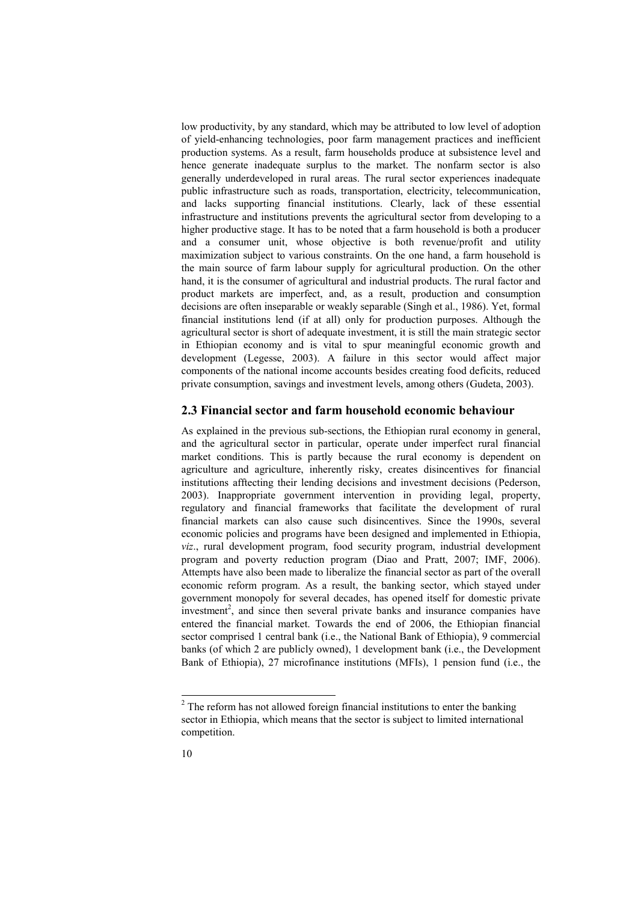low productivity, by any standard, which may be attributed to low level of adoption of yield-enhancing technologies, poor farm management practices and inefficient production systems. As a result, farm households produce at subsistence level and hence generate inadequate surplus to the market. The nonfarm sector is also generally underdeveloped in rural areas. The rural sector experiences inadequate public infrastructure such as roads, transportation, electricity, telecommunication, and lacks supporting financial institutions. Clearly, lack of these essential infrastructure and institutions prevents the agricultural sector from developing to a higher productive stage. It has to be noted that a farm household is both a producer and a consumer unit, whose objective is both revenue/profit and utility maximization subject to various constraints. On the one hand, a farm household is the main source of farm labour supply for agricultural production. On the other hand, it is the consumer of agricultural and industrial products. The rural factor and product markets are imperfect, and, as a result, production and consumption decisions are often inseparable or weakly separable (Singh et al., 1986). Yet, formal financial institutions lend (if at all) only for production purposes. Although the agricultural sector is short of adequate investment, it is still the main strategic sector in Ethiopian economy and is vital to spur meaningful economic growth and development (Legesse, 2003). A failure in this sector would affect major components of the national income accounts besides creating food deficits, reduced private consumption, savings and investment levels, among others (Gudeta, 2003).

## 2.3 Financial sector and farm household economic behaviour

As explained in the previous sub-sections, the Ethiopian rural economy in general, and the agricultural sector in particular, operate under imperfect rural financial market conditions. This is partly because the rural economy is dependent on agriculture and agriculture, inherently risky, creates disincentives for financial institutions afftecting their lending decisions and investment decisions (Pederson, 2003). Inappropriate government intervention in providing legal, property, regulatory and financial frameworks that facilitate the development of rural financial markets can also cause such disincentives. Since the 1990s, several economic policies and programs have been designed and implemented in Ethiopia, *viz*., rural development program, food security program, industrial development program and poverty reduction program (Diao and Pratt, 2007; IMF, 2006). Attempts have also been made to liberalize the financial sector as part of the overall economic reform program. As a result, the banking sector, which stayed under government monopoly for several decades, has opened itself for domestic private investment[2], and since then several private banks and insurance companies have entered the financial market. Towards the end of 2006, the Ethiopian financial sector comprised 1 central bank (i.e., the National Bank of Ethiopia), 9 commercial banks (of which 2 are publicly owned), 1 development bank (i.e., the Development Bank of Ethiopia), 27 microfinance institutions (MFIs), 1 pension fund (i.e., the

[2] The reform has not allowed foreign financial institutions to enter the banking sector in Ethiopia, which means that the sector is subject to limited international competition.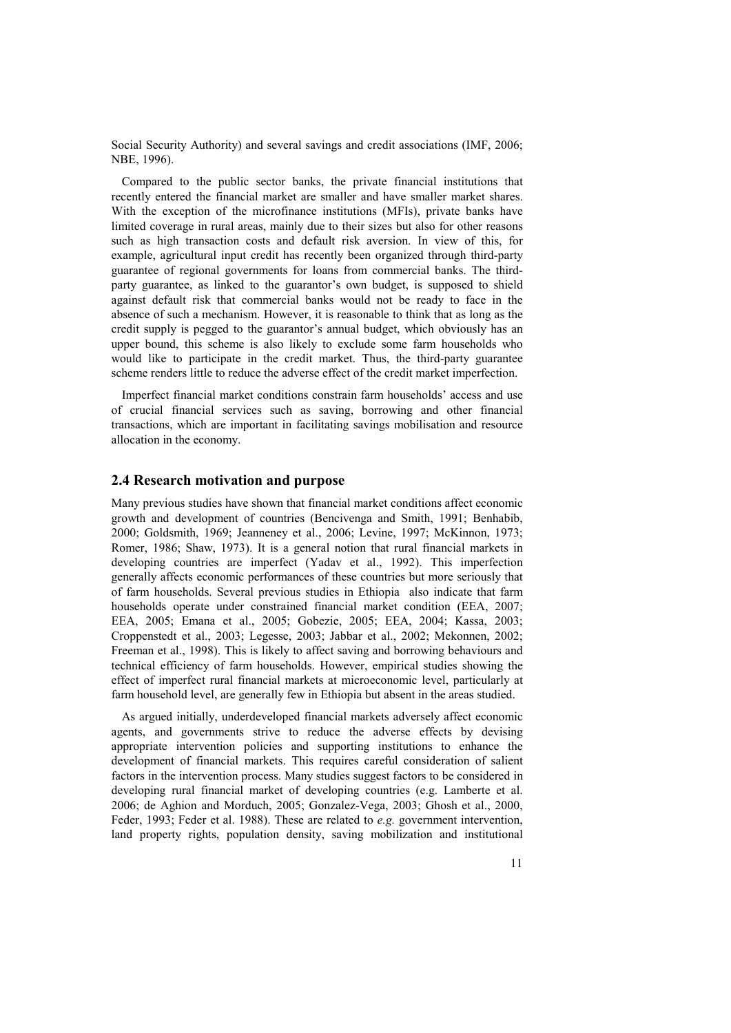Social Security Authority) and several savings and credit associations (IMF, 2006; NBE, 1996).

Compared to the public sector banks, the private financial institutions that recently entered the financial market are smaller and have smaller market shares. With the exception of the microfinance institutions (MFIs), private banks have limited coverage in rural areas, mainly due to their sizes but also for other reasons such as high transaction costs and default risk aversion. In view of this, for example, agricultural input credit has recently been organized through third-party guarantee of regional governments for loans from commercial banks. The third-party guarantee, as linked to the guarantor's own budget, is supposed to shield against default risk that commercial banks would not be ready to face in the absence of such a mechanism. However, it is reasonable to think that as long as the credit supply is pegged to the guarantor's annual budget, which obviously has an upper bound, this scheme is also likely to exclude some farm households who would like to participate in the credit market. Thus, the third-party guarantee scheme renders little to reduce the adverse effect of the credit market imperfection.

Imperfect financial market conditions constrain farm households' access and use of crucial financial services such as saving, borrowing and other financial transactions, which are important in facilitating savings mobilisation and resource allocation in the economy.

## 2.4 Research motivation and purpose

Many previous studies have shown that financial market conditions affect economic growth and development of countries (Bencivenga and Smith, 1991; Benhabib, 2000; Goldsmith, 1969; Jeanneney et al., 2006; Levine, 1997; McKinnon, 1973; Romer, 1986; Shaw, 1973). It is a general notion that rural financial markets in developing countries are imperfect (Yadav et al., 1992). This imperfection generally affects economic performances of these countries but more seriously that of farm households. Several previous studies in Ethiopia also indicate that farm households operate under constrained financial market condition (EEA, 2007; EEA, 2005; Emana et al., 2005; Gobezie, 2005; EEA, 2004; Kassa, 2003; Croppenstedt et al., 2003; Legesse, 2003; Jabbar et al., 2002; Mekonnen, 2002; Freeman et al., 1998). This is likely to affect saving and borrowing behaviours and technical efficiency of farm households. However, empirical studies showing the effect of imperfect rural financial markets at microeconomic level, particularly at farm household level, are generally few in Ethiopia but absent in the areas studied.

As argued initially, underdeveloped financial markets adversely affect economic agents, and governments strive to reduce the adverse effects by devising appropriate intervention policies and supporting institutions to enhance the development of financial markets. This requires careful consideration of salient factors in the intervention process. Many studies suggest factors to be considered in developing rural financial market of developing countries (e.g. Lamberte et al. 2006; de Aghion and Morduch, 2005; Gonzalez-Vega, 2003; Ghosh et al., 2000, Feder, 1993; Feder et al. 1988). These are related to *e.g.* government intervention, land property rights, population density, saving mobilization and institutional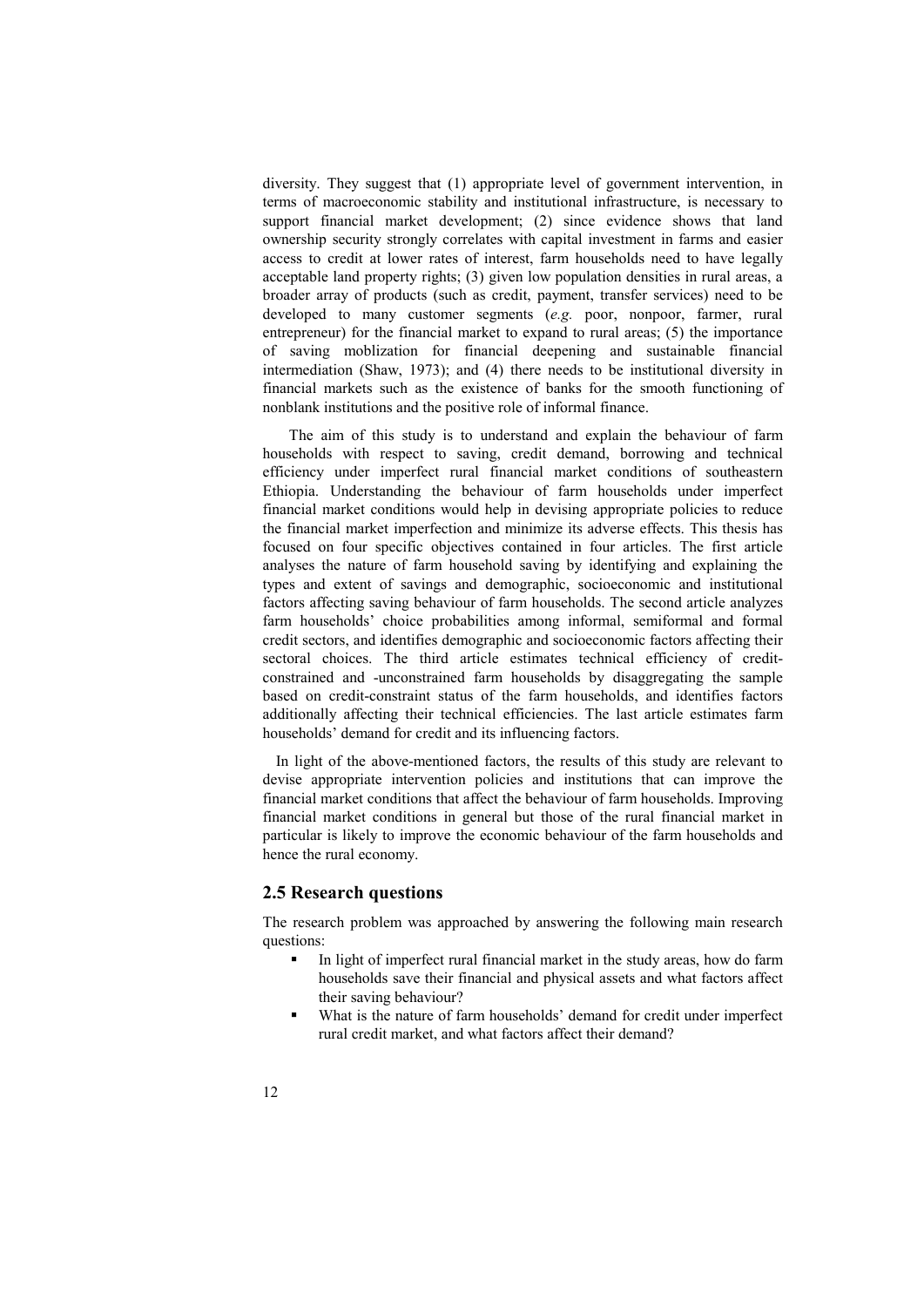diversity. They suggest that (1) appropriate level of government intervention, in terms of macroeconomic stability and institutional infrastructure, is necessary to support financial market development; (2) since evidence shows that land ownership security strongly correlates with capital investment in farms and easier access to credit at lower rates of interest, farm households need to have legally acceptable land property rights; (3) given low population densities in rural areas, a broader array of products (such as credit, payment, transfer services) need to be developed to many customer segments (*e.g.* poor, nonpoor, farmer, rural entrepreneur) for the financial market to expand to rural areas; (5) the importance of saving moblization for financial deepening and sustainable financial intermediation (Shaw, 1973); and (4) there needs to be institutional diversity in financial markets such as the existence of banks for the smooth functioning of nonblank institutions and the positive role of informal finance.

The aim of this study is to understand and explain the behaviour of farm households with respect to saving, credit demand, borrowing and technical efficiency under imperfect rural financial market conditions of southeastern Ethiopia. Understanding the behaviour of farm households under imperfect financial market conditions would help in devising appropriate policies to reduce the financial market imperfection and minimize its adverse effects. This thesis has focused on four specific objectives contained in four articles. The first article analyses the nature of farm household saving by identifying and explaining the types and extent of savings and demographic, socioeconomic and institutional factors affecting saving behaviour of farm households. The second article analyzes farm households' choice probabilities among informal, semiformal and formal credit sectors, and identifies demographic and socioeconomic factors affecting their sectoral choices. The third article estimates technical efficiency of credit-constrained and -unconstrained farm households by disaggregating the sample based on credit-constraint status of the farm households, and identifies factors additionally affecting their technical efficiencies. The last article estimates farm households' demand for credit and its influencing factors.

In light of the above-mentioned factors, the results of this study are relevant to devise appropriate intervention policies and institutions that can improve the financial market conditions that affect the behaviour of farm households. Improving financial market conditions in general but those of the rural financial market in particular is likely to improve the economic behaviour of the farm households and hence the rural economy.

## 2.5 Research questions

The research problem was approached by answering the following main research questions:

- In light of imperfect rural financial market in the study areas, how do farm households save their financial and physical assets and what factors affect their saving behaviour?
- What is the nature of farm households' demand for credit under imperfect rural credit market, and what factors affect their demand?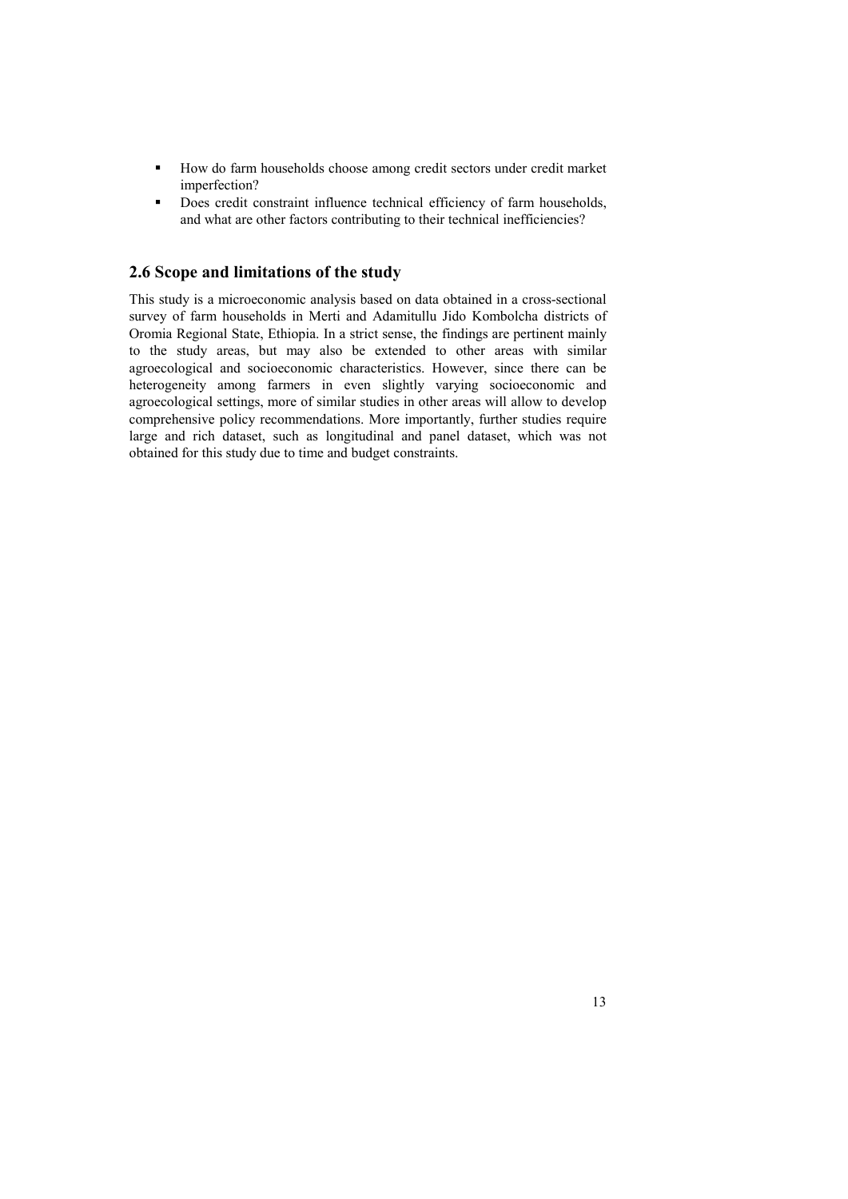- How do farm households choose among credit sectors under credit market imperfection?
- Does credit constraint influence technical efficiency of farm households, and what are other factors contributing to their technical inefficiencies?

## 2.6 Scope and limitations of the study

This study is a microeconomic analysis based on data obtained in a cross-sectional survey of farm households in Merti and Adamitullu Jido Kombolcha districts of Oromia Regional State, Ethiopia. In a strict sense, the findings are pertinent mainly to the study areas, but may also be extended to other areas with similar agroecological and socioeconomic characteristics. However, since there can be heterogeneity among farmers in even slightly varying socioeconomic and agroecological settings, more of similar studies in other areas will allow to develop comprehensive policy recommendations. More importantly, further studies require large and rich dataset, such as longitudinal and panel dataset, which was not obtained for this study due to time and budget constraints.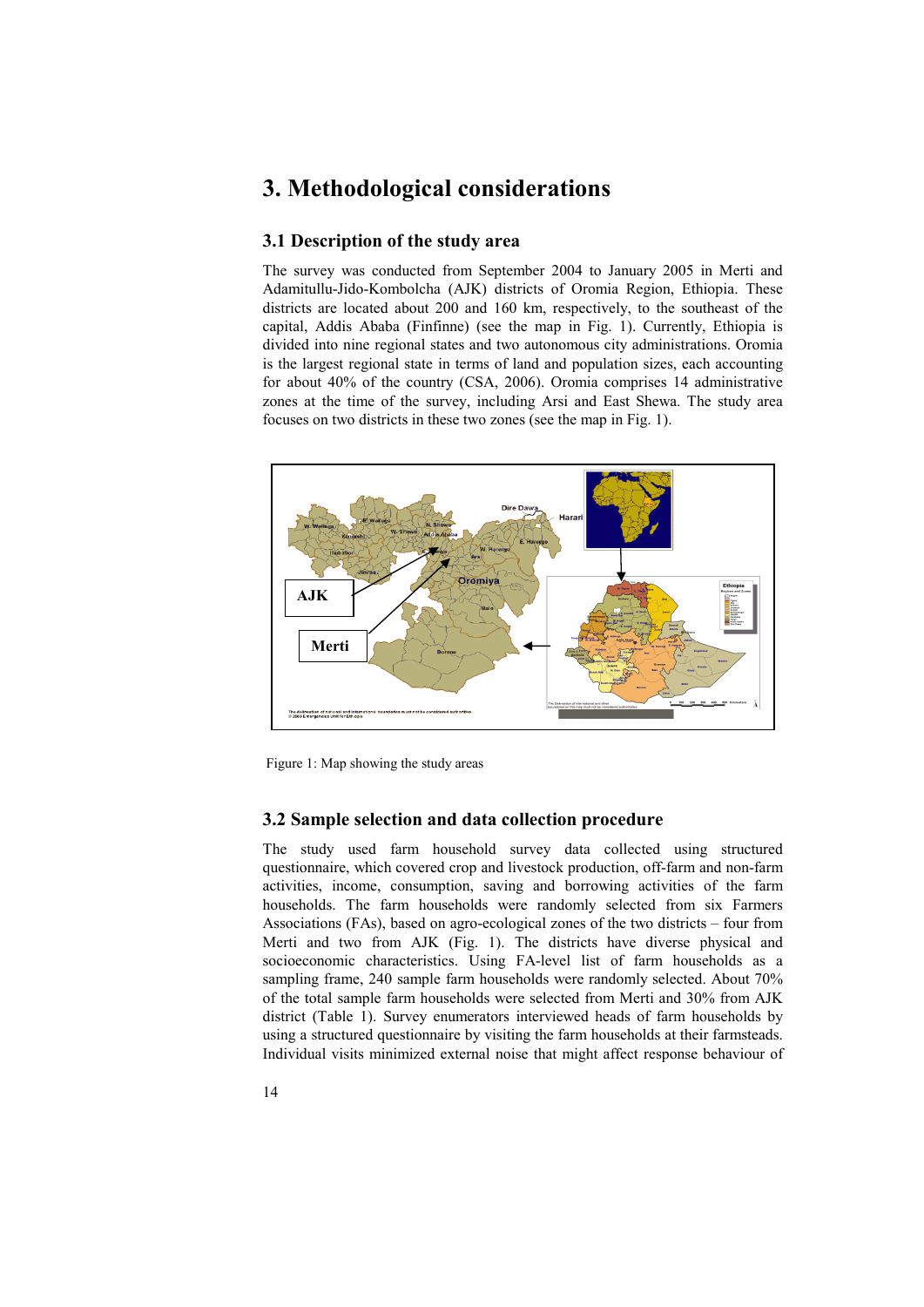# 3. Methodological considerations

## 3.1 Description of the study area

The survey was conducted from September 2004 to January 2005 in Merti and Adamitullu-Jido-Kombolcha (AJK) districts of Oromia Region, Ethiopia. These districts are located about 200 and 160 km, respectively, to the southeast of the capital, Addis Ababa (Finfinne) (see the map in Fig. 1). Currently, Ethiopia is divided into nine regional states and two autonomous city administrations. Oromia is the largest regional state in terms of land and population sizes, each accounting for about 40% of the country (CSA, 2006). Oromia comprises 14 administrative zones at the time of the survey, including Arsi and East Shewa. The study area focuses on two districts in these two zones (see the map in Fig. 1).

Figure 1: Map showing the study areas

## 3.2 Sample selection and data collection procedure

The study used farm household survey data collected using structured questionnaire, which covered crop and livestock production, off-farm and non-farm activities, income, consumption, saving and borrowing activities of the farm households. The farm households were randomly selected from six Farmers Associations (FAs), based on agro-ecological zones of the two districts – four from Merti and two from AJK (Fig. 1). The districts have diverse physical and socioeconomic characteristics. Using FA-level list of farm households as a sampling frame, 240 sample farm households were randomly selected. About 70% of the total sample farm households were selected from Merti and 30% from AJK district (Table 1). Survey enumerators interviewed heads of farm households by using a structured questionnaire by visiting the farm households at their farmsteads. Individual visits minimized external noise that might affect response behaviour of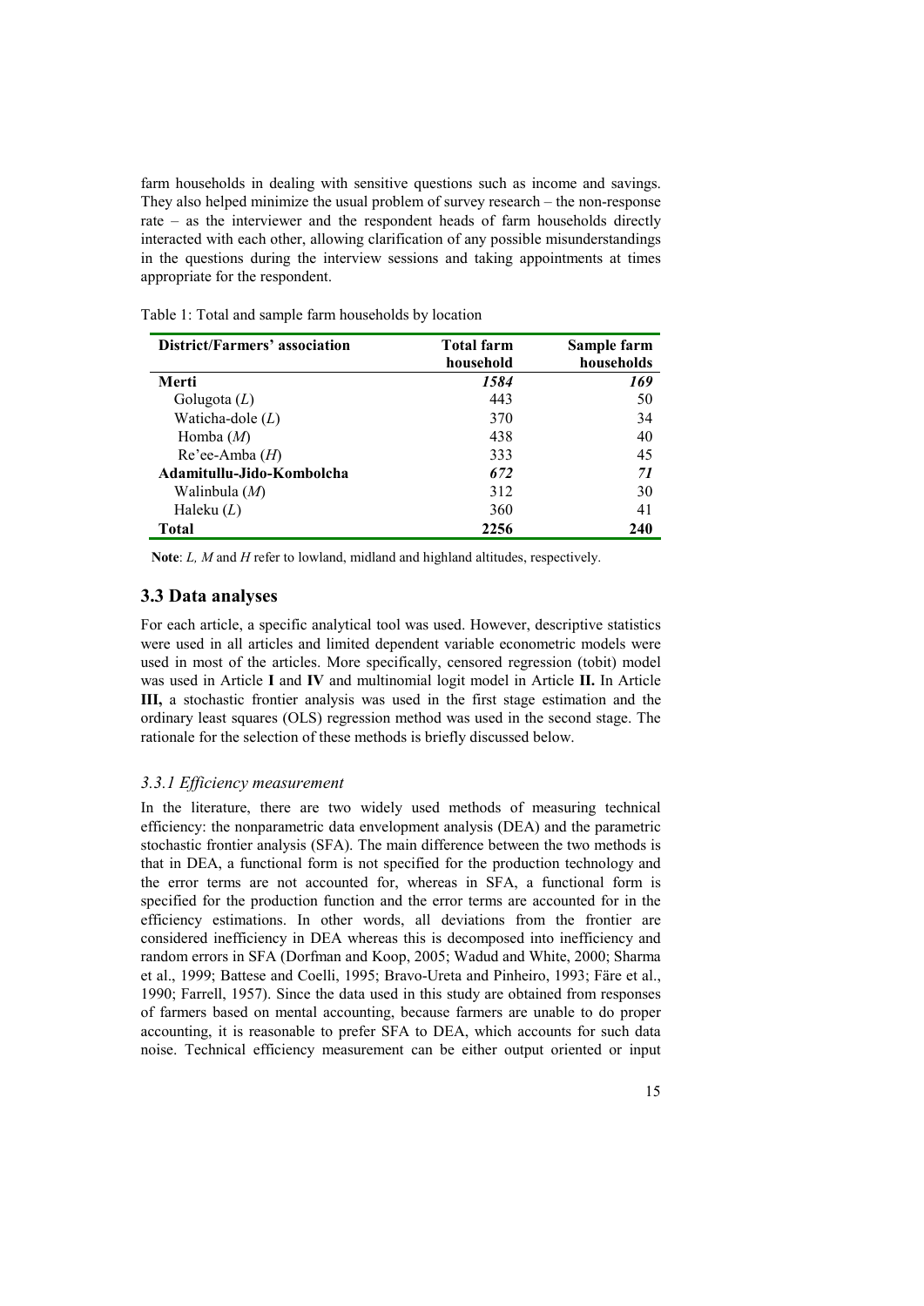farm households in dealing with sensitive questions such as income and savings. They also helped minimize the usual problem of survey research – the non-response rate – as the interviewer and the respondent heads of farm households directly interacted with each other, allowing clarification of any possible misunderstandings in the questions during the interview sessions and taking appointments at times appropriate for the respondent.

Table 1: Total and sample farm households by location

| District/Farmers' association | Total farm household | Sample farm households |
|---|---|---|
| **Merti** | ***1584*** | ***169*** |
| Golugota (*L*) | 443 | 50 |
| Waticha-dole (*L*) | 370 | 34 |
| Homba (*M*) | 438 | 40 |
| Re'ee-Amba (*H*) | 333 | 45 |
| **Adamitullu-Jido-Kombolcha** | ***672*** | ***71*** |
| Walinbula (*M*) | 312 | 30 |
| Haleku (*L*) | 360 | 41 |
| **Total** | **2256** | **240** |

**Note**: *L, M* and *H* refer to lowland, midland and highland altitudes, respectively.

## 3.3 Data analyses

For each article, a specific analytical tool was used. However, descriptive statistics were used in all articles and limited dependent variable econometric models were used in most of the articles. More specifically, censored regression (tobit) model was used in Article **I** and **IV** and multinomial logit model in Article **II.** In Article **III,** a stochastic frontier analysis was used in the first stage estimation and the ordinary least squares (OLS) regression method was used in the second stage. The rationale for the selection of these methods is briefly discussed below.

### *3.3.1 Efficiency measurement*

In the literature, there are two widely used methods of measuring technical efficiency: the nonparametric data envelopment analysis (DEA) and the parametric stochastic frontier analysis (SFA). The main difference between the two methods is that in DEA, a functional form is not specified for the production technology and the error terms are not accounted for, whereas in SFA, a functional form is specified for the production function and the error terms are accounted for in the efficiency estimations. In other words, all deviations from the frontier are considered inefficiency in DEA whereas this is decomposed into inefficiency and random errors in SFA (Dorfman and Koop, 2005; Wadud and White, 2000; Sharma et al., 1999; Battese and Coelli, 1995; Bravo-Ureta and Pinheiro, 1993; Färe et al., 1990; Farrell, 1957). Since the data used in this study are obtained from responses of farmers based on mental accounting, because farmers are unable to do proper accounting, it is reasonable to prefer SFA to DEA, which accounts for such data noise. Technical efficiency measurement can be either output oriented or input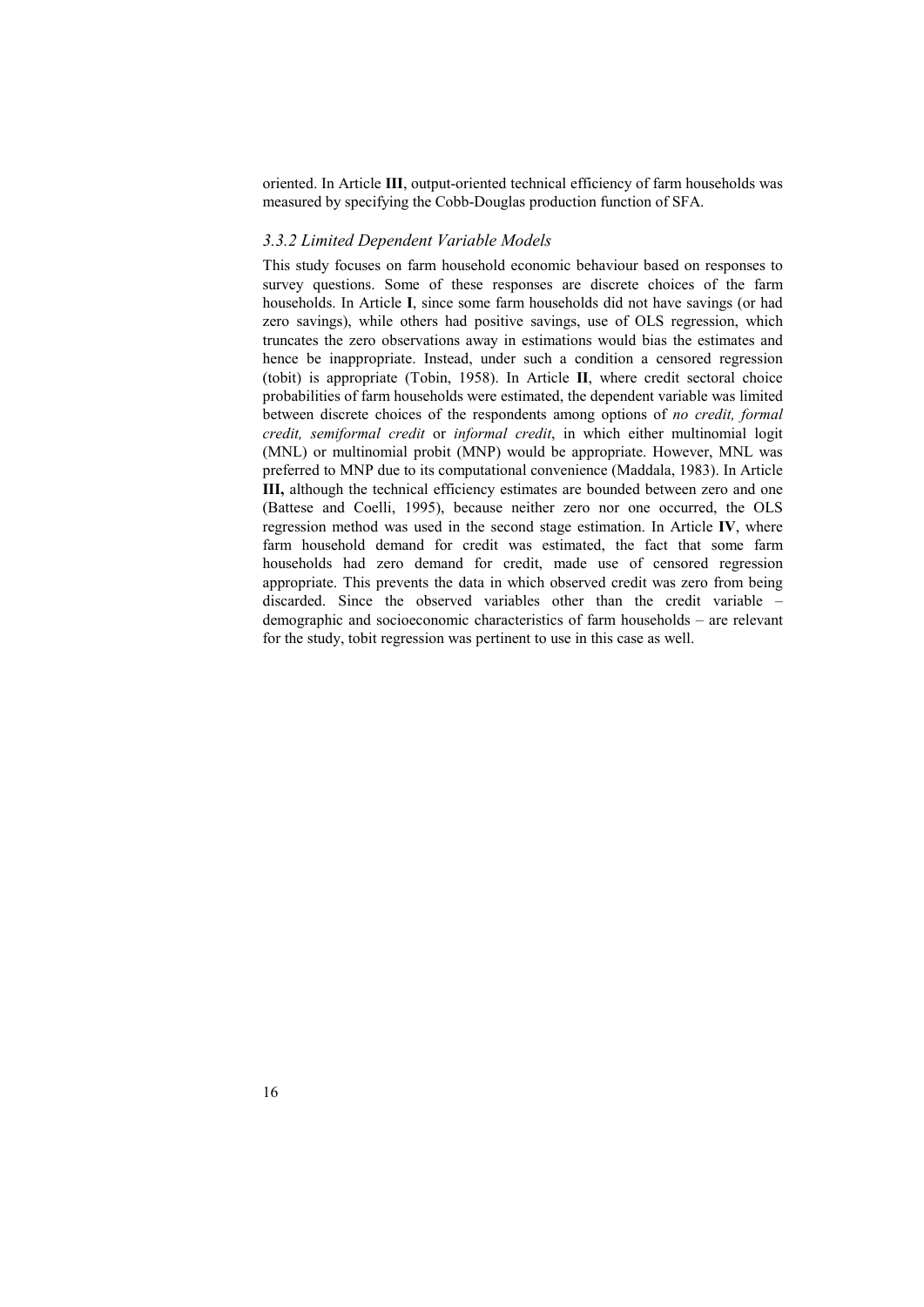oriented. In Article **III**, output-oriented technical efficiency of farm households was measured by specifying the Cobb-Douglas production function of SFA.

### *3.3.2 Limited Dependent Variable Models*

This study focuses on farm household economic behaviour based on responses to survey questions. Some of these responses are discrete choices of the farm households. In Article **I**, since some farm households did not have savings (or had zero savings), while others had positive savings, use of OLS regression, which truncates the zero observations away in estimations would bias the estimates and hence be inappropriate. Instead, under such a condition a censored regression (tobit) is appropriate (Tobin, 1958). In Article **II**, where credit sectoral choice probabilities of farm households were estimated, the dependent variable was limited between discrete choices of the respondents among options of *no credit, formal credit, semiformal credit* or *informal credit*, in which either multinomial logit (MNL) or multinomial probit (MNP) would be appropriate. However, MNL was preferred to MNP due to its computational convenience (Maddala, 1983). In Article **III,** although the technical efficiency estimates are bounded between zero and one (Battese and Coelli, 1995), because neither zero nor one occurred, the OLS regression method was used in the second stage estimation. In Article **IV**, where farm household demand for credit was estimated, the fact that some farm households had zero demand for credit, made use of censored regression appropriate. This prevents the data in which observed credit was zero from being discarded. Since the observed variables other than the credit variable – demographic and socioeconomic characteristics of farm households – are relevant for the study, tobit regression was pertinent to use in this case as well.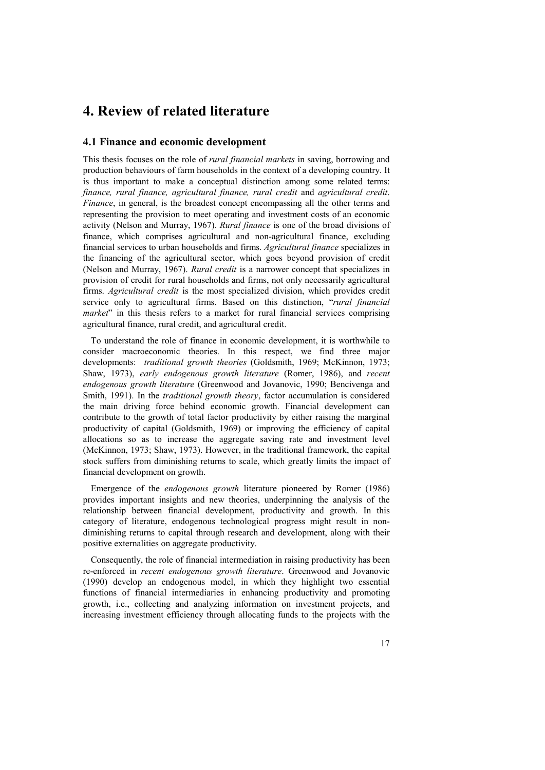# 4. Review of related literature

## 4.1 Finance and economic development

This thesis focuses on the role of *rural financial markets* in saving, borrowing and production behaviours of farm households in the context of a developing country. It is thus important to make a conceptual distinction among some related terms: *finance, rural finance, agricultural finance, rural credit* and *agricultural credit*. *Finance*, in general, is the broadest concept encompassing all the other terms and representing the provision to meet operating and investment costs of an economic activity (Nelson and Murray, 1967). *Rural finance* is one of the broad divisions of finance, which comprises agricultural and non-agricultural finance, excluding financial services to urban households and firms. *Agricultural finance* specializes in the financing of the agricultural sector, which goes beyond provision of credit (Nelson and Murray, 1967). *Rural credit* is a narrower concept that specializes in provision of credit for rural households and firms, not only necessarily agricultural firms. *Agricultural credit* is the most specialized division, which provides credit service only to agricultural firms. Based on this distinction, "*rural financial market*" in this thesis refers to a market for rural financial services comprising agricultural finance, rural credit, and agricultural credit.

To understand the role of finance in economic development, it is worthwhile to consider macroeconomic theories. In this respect, we find three major developments: *traditional growth theories* (Goldsmith, 1969; McKinnon, 1973; Shaw, 1973), *early endogenous growth literature* (Romer, 1986), and *recent endogenous growth literature* (Greenwood and Jovanovic, 1990; Bencivenga and Smith, 1991). In the *traditional growth theory*, factor accumulation is considered the main driving force behind economic growth. Financial development can contribute to the growth of total factor productivity by either raising the marginal productivity of capital (Goldsmith, 1969) or improving the efficiency of capital allocations so as to increase the aggregate saving rate and investment level (McKinnon, 1973; Shaw, 1973). However, in the traditional framework, the capital stock suffers from diminishing returns to scale, which greatly limits the impact of financial development on growth.

Emergence of the *endogenous growth* literature pioneered by Romer (1986) provides important insights and new theories, underpinning the analysis of the relationship between financial development, productivity and growth. In this category of literature, endogenous technological progress might result in non-diminishing returns to capital through research and development, along with their positive externalities on aggregate productivity.

Consequently, the role of financial intermediation in raising productivity has been re-enforced in *recent endogenous growth literature*. Greenwood and Jovanovic (1990) develop an endogenous model, in which they highlight two essential functions of financial intermediaries in enhancing productivity and promoting growth, i.e., collecting and analyzing information on investment projects, and increasing investment efficiency through allocating funds to the projects with the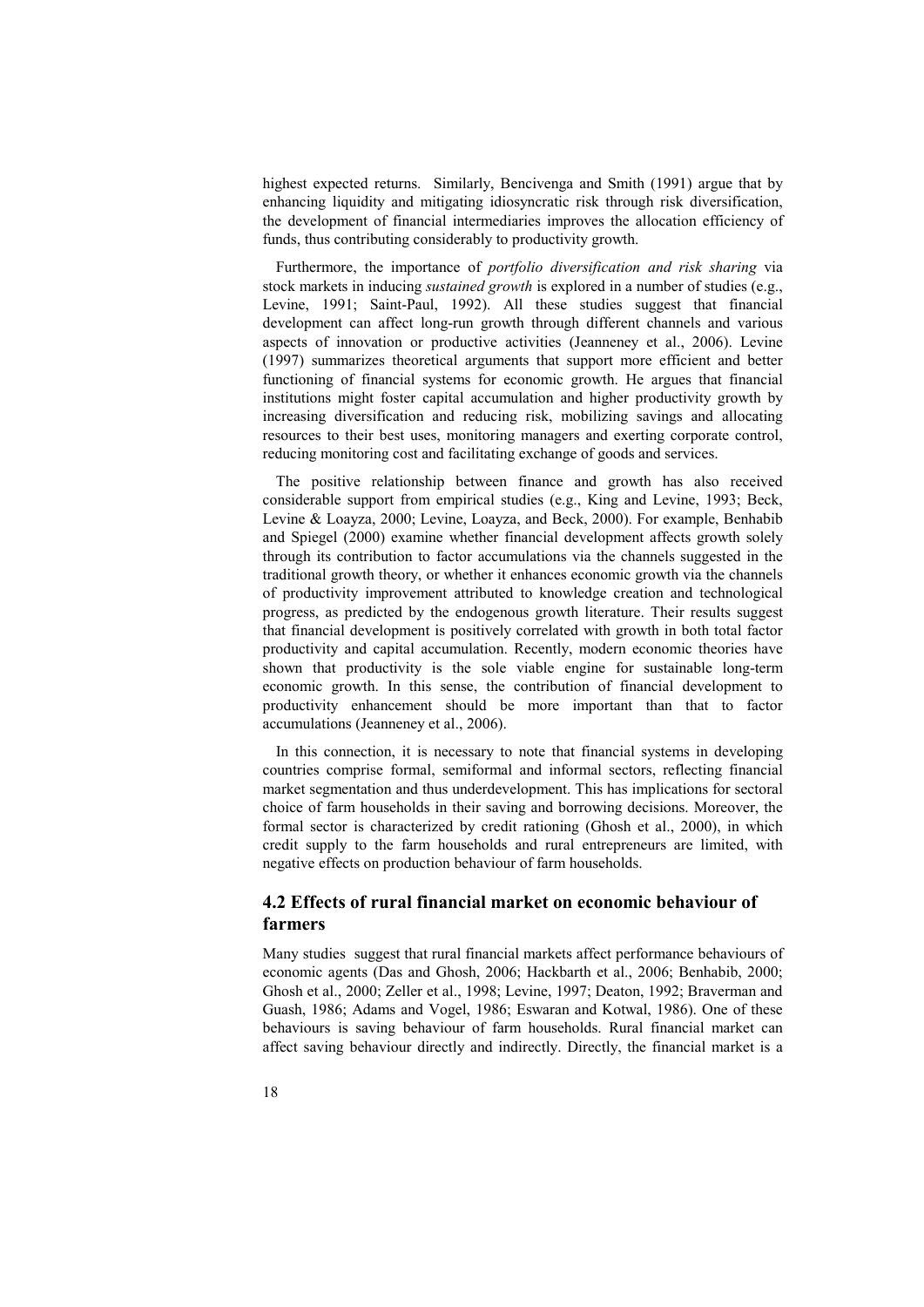highest expected returns. Similarly, Bencivenga and Smith (1991) argue that by enhancing liquidity and mitigating idiosyncratic risk through risk diversification, the development of financial intermediaries improves the allocation efficiency of funds, thus contributing considerably to productivity growth.

Furthermore, the importance of *portfolio diversification and risk sharing* via stock markets in inducing *sustained growth* is explored in a number of studies (e.g., Levine, 1991; Saint-Paul, 1992). All these studies suggest that financial development can affect long-run growth through different channels and various aspects of innovation or productive activities (Jeanneney et al., 2006). Levine (1997) summarizes theoretical arguments that support more efficient and better functioning of financial systems for economic growth. He argues that financial institutions might foster capital accumulation and higher productivity growth by increasing diversification and reducing risk, mobilizing savings and allocating resources to their best uses, monitoring managers and exerting corporate control, reducing monitoring cost and facilitating exchange of goods and services.

The positive relationship between finance and growth has also received considerable support from empirical studies (e.g., King and Levine, 1993; Beck, Levine & Loayza, 2000; Levine, Loayza, and Beck, 2000). For example, Benhabib and Spiegel (2000) examine whether financial development affects growth solely through its contribution to factor accumulations via the channels suggested in the traditional growth theory, or whether it enhances economic growth via the channels of productivity improvement attributed to knowledge creation and technological progress, as predicted by the endogenous growth literature. Their results suggest that financial development is positively correlated with growth in both total factor productivity and capital accumulation. Recently, modern economic theories have shown that productivity is the sole viable engine for sustainable long-term economic growth. In this sense, the contribution of financial development to productivity enhancement should be more important than that to factor accumulations (Jeanneney et al., 2006).

In this connection, it is necessary to note that financial systems in developing countries comprise formal, semiformal and informal sectors, reflecting financial market segmentation and thus underdevelopment. This has implications for sectoral choice of farm households in their saving and borrowing decisions. Moreover, the formal sector is characterized by credit rationing (Ghosh et al., 2000), in which credit supply to the farm households and rural entrepreneurs are limited, with negative effects on production behaviour of farm households.

## 4.2 Effects of rural financial market on economic behaviour of farmers

Many studies suggest that rural financial markets affect performance behaviours of economic agents (Das and Ghosh, 2006; Hackbarth et al., 2006; Benhabib, 2000; Ghosh et al., 2000; Zeller et al., 1998; Levine, 1997; Deaton, 1992; Braverman and Guash, 1986; Adams and Vogel, 1986; Eswaran and Kotwal, 1986). One of these behaviours is saving behaviour of farm households. Rural financial market can affect saving behaviour directly and indirectly. Directly, the financial market is a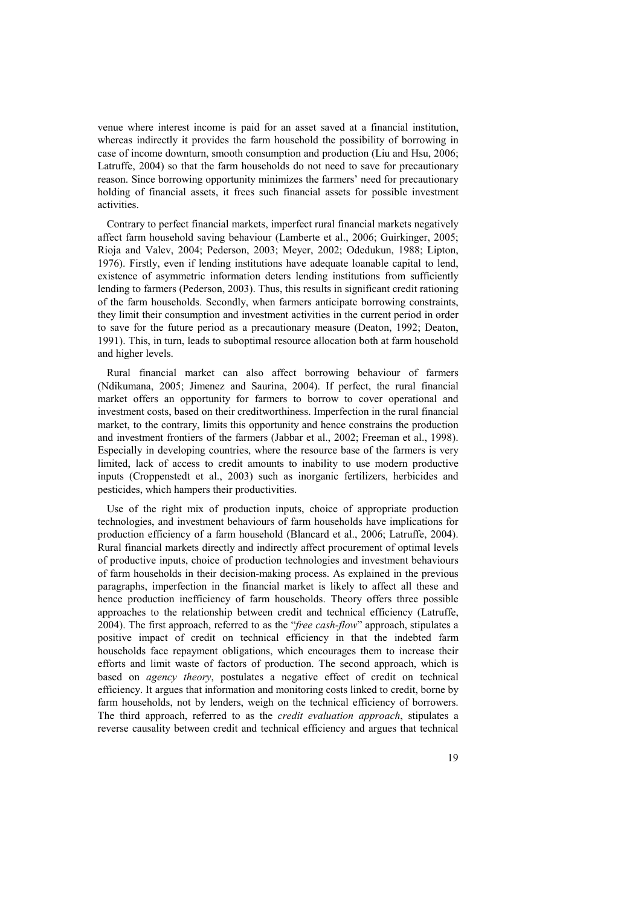venue where interest income is paid for an asset saved at a financial institution, whereas indirectly it provides the farm household the possibility of borrowing in case of income downturn, smooth consumption and production (Liu and Hsu, 2006; Latruffe, 2004) so that the farm households do not need to save for precautionary reason. Since borrowing opportunity minimizes the farmers' need for precautionary holding of financial assets, it frees such financial assets for possible investment activities.

Contrary to perfect financial markets, imperfect rural financial markets negatively affect farm household saving behaviour (Lamberte et al., 2006; Guirkinger, 2005; Rioja and Valev, 2004; Pederson, 2003; Meyer, 2002; Odedukun, 1988; Lipton, 1976). Firstly, even if lending institutions have adequate loanable capital to lend, existence of asymmetric information deters lending institutions from sufficiently lending to farmers (Pederson, 2003). Thus, this results in significant credit rationing of the farm households. Secondly, when farmers anticipate borrowing constraints, they limit their consumption and investment activities in the current period in order to save for the future period as a precautionary measure (Deaton, 1992; Deaton, 1991). This, in turn, leads to suboptimal resource allocation both at farm household and higher levels.

Rural financial market can also affect borrowing behaviour of farmers (Ndikumana, 2005; Jimenez and Saurina, 2004). If perfect, the rural financial market offers an opportunity for farmers to borrow to cover operational and investment costs, based on their creditworthiness. Imperfection in the rural financial market, to the contrary, limits this opportunity and hence constrains the production and investment frontiers of the farmers (Jabbar et al., 2002; Freeman et al., 1998). Especially in developing countries, where the resource base of the farmers is very limited, lack of access to credit amounts to inability to use modern productive inputs (Croppenstedt et al., 2003) such as inorganic fertilizers, herbicides and pesticides, which hampers their productivities.

Use of the right mix of production inputs, choice of appropriate production technologies, and investment behaviours of farm households have implications for production efficiency of a farm household (Blancard et al., 2006; Latruffe, 2004). Rural financial markets directly and indirectly affect procurement of optimal levels of productive inputs, choice of production technologies and investment behaviours of farm households in their decision-making process. As explained in the previous paragraphs, imperfection in the financial market is likely to affect all these and hence production inefficiency of farm households. Theory offers three possible approaches to the relationship between credit and technical efficiency (Latruffe, 2004). The first approach, referred to as the "*free cash-flow*" approach, stipulates a positive impact of credit on technical efficiency in that the indebted farm households face repayment obligations, which encourages them to increase their efforts and limit waste of factors of production. The second approach, which is based on *agency theory*, postulates a negative effect of credit on technical efficiency. It argues that information and monitoring costs linked to credit, borne by farm households, not by lenders, weigh on the technical efficiency of borrowers. The third approach, referred to as the *credit evaluation approach*, stipulates a reverse causality between credit and technical efficiency and argues that technical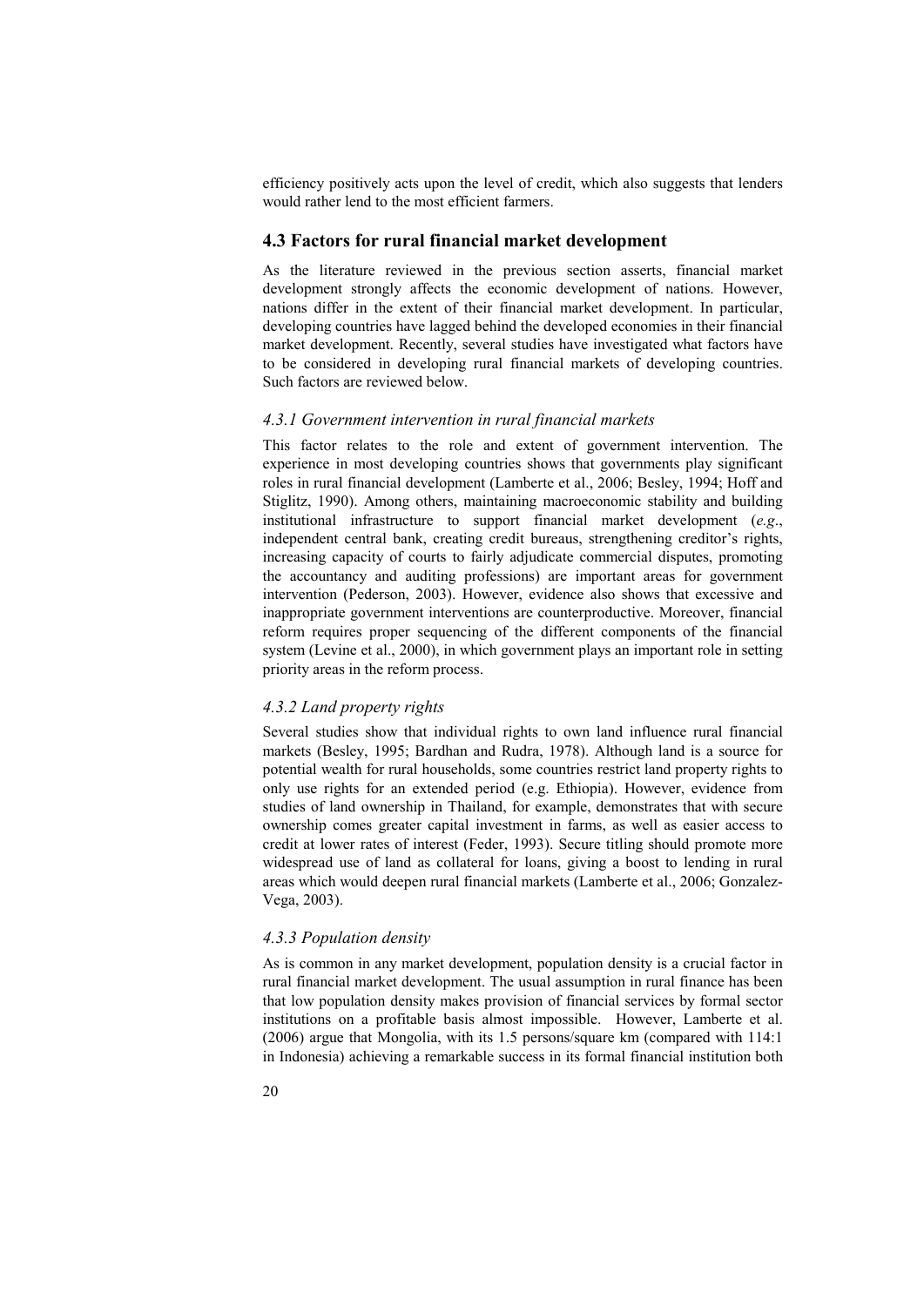efficiency positively acts upon the level of credit, which also suggests that lenders would rather lend to the most efficient farmers.

## 4.3 Factors for rural financial market development

As the literature reviewed in the previous section asserts, financial market development strongly affects the economic development of nations. However, nations differ in the extent of their financial market development. In particular, developing countries have lagged behind the developed economies in their financial market development. Recently, several studies have investigated what factors have to be considered in developing rural financial markets of developing countries. Such factors are reviewed below.

### *4.3.1 Government intervention in rural financial markets*

This factor relates to the role and extent of government intervention. The experience in most developing countries shows that governments play significant roles in rural financial development (Lamberte et al., 2006; Besley, 1994; Hoff and Stiglitz, 1990). Among others, maintaining macroeconomic stability and building institutional infrastructure to support financial market development (*e.g*., independent central bank, creating credit bureaus, strengthening creditor's rights, increasing capacity of courts to fairly adjudicate commercial disputes, promoting the accountancy and auditing professions) are important areas for government intervention (Pederson, 2003). However, evidence also shows that excessive and inappropriate government interventions are counterproductive. Moreover, financial reform requires proper sequencing of the different components of the financial system (Levine et al., 2000), in which government plays an important role in setting priority areas in the reform process.

### *4.3.2 Land property rights*

Several studies show that individual rights to own land influence rural financial markets (Besley, 1995; Bardhan and Rudra, 1978). Although land is a source for potential wealth for rural households, some countries restrict land property rights to only use rights for an extended period (e.g. Ethiopia). However, evidence from studies of land ownership in Thailand, for example, demonstrates that with secure ownership comes greater capital investment in farms, as well as easier access to credit at lower rates of interest (Feder, 1993). Secure titling should promote more widespread use of land as collateral for loans, giving a boost to lending in rural areas which would deepen rural financial markets (Lamberte et al., 2006; Gonzalez-Vega, 2003).

### *4.3.3 Population density*

As is common in any market development, population density is a crucial factor in rural financial market development. The usual assumption in rural finance has been that low population density makes provision of financial services by formal sector institutions on a profitable basis almost impossible. However, Lamberte et al. (2006) argue that Mongolia, with its 1.5 persons/square km (compared with 114:1 in Indonesia) achieving a remarkable success in its formal financial institution both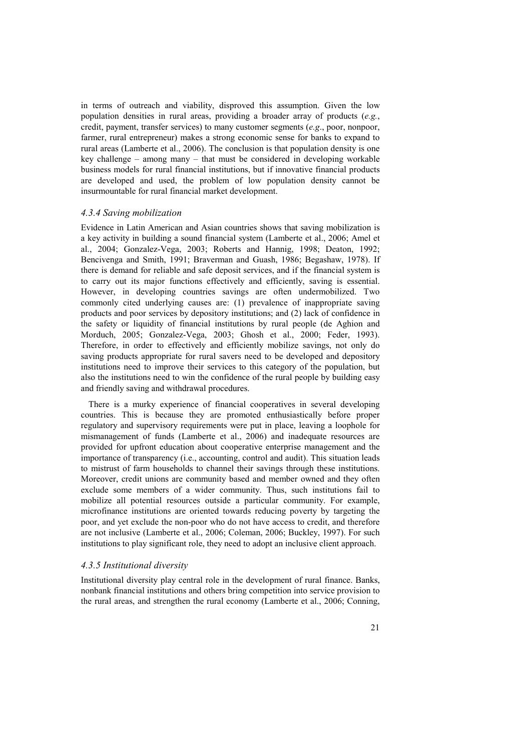in terms of outreach and viability, disproved this assumption. Given the low population densities in rural areas, providing a broader array of products (*e.g.*, credit, payment, transfer services) to many customer segments (*e.g*., poor, nonpoor, farmer, rural entrepreneur) makes a strong economic sense for banks to expand to rural areas (Lamberte et al., 2006). The conclusion is that population density is one key challenge – among many – that must be considered in developing workable business models for rural financial institutions, but if innovative financial products are developed and used, the problem of low population density cannot be insurmountable for rural financial market development.

### *4.3.4 Saving mobilization*

Evidence in Latin American and Asian countries shows that saving mobilization is a key activity in building a sound financial system (Lamberte et al., 2006; Amel et al., 2004; Gonzalez-Vega, 2003; Roberts and Hannig, 1998; Deaton, 1992; Bencivenga and Smith, 1991; Braverman and Guash, 1986; Begashaw, 1978). If there is demand for reliable and safe deposit services, and if the financial system is to carry out its major functions effectively and efficiently, saving is essential. However, in developing countries savings are often undermobilized. Two commonly cited underlying causes are: (1) prevalence of inappropriate saving products and poor services by depository institutions; and (2) lack of confidence in the safety or liquidity of financial institutions by rural people (de Aghion and Morduch, 2005; Gonzalez-Vega, 2003; Ghosh et al., 2000; Feder, 1993). Therefore, in order to effectively and efficiently mobilize savings, not only do saving products appropriate for rural savers need to be developed and depository institutions need to improve their services to this category of the population, but also the institutions need to win the confidence of the rural people by building easy and friendly saving and withdrawal procedures.

There is a murky experience of financial cooperatives in several developing countries. This is because they are promoted enthusiastically before proper regulatory and supervisory requirements were put in place, leaving a loophole for mismanagement of funds (Lamberte et al., 2006) and inadequate resources are provided for upfront education about cooperative enterprise management and the importance of transparency (i.e., accounting, control and audit). This situation leads to mistrust of farm households to channel their savings through these institutions. Moreover, credit unions are community based and member owned and they often exclude some members of a wider community. Thus, such institutions fail to mobilize all potential resources outside a particular community. For example, microfinance institutions are oriented towards reducing poverty by targeting the poor, and yet exclude the non-poor who do not have access to credit, and therefore are not inclusive (Lamberte et al., 2006; Coleman, 2006; Buckley, 1997). For such institutions to play significant role, they need to adopt an inclusive client approach.

### *4.3.5 Institutional diversity*

Institutional diversity play central role in the development of rural finance. Banks, nonbank financial institutions and others bring competition into service provision to the rural areas, and strengthen the rural economy (Lamberte et al., 2006; Conning,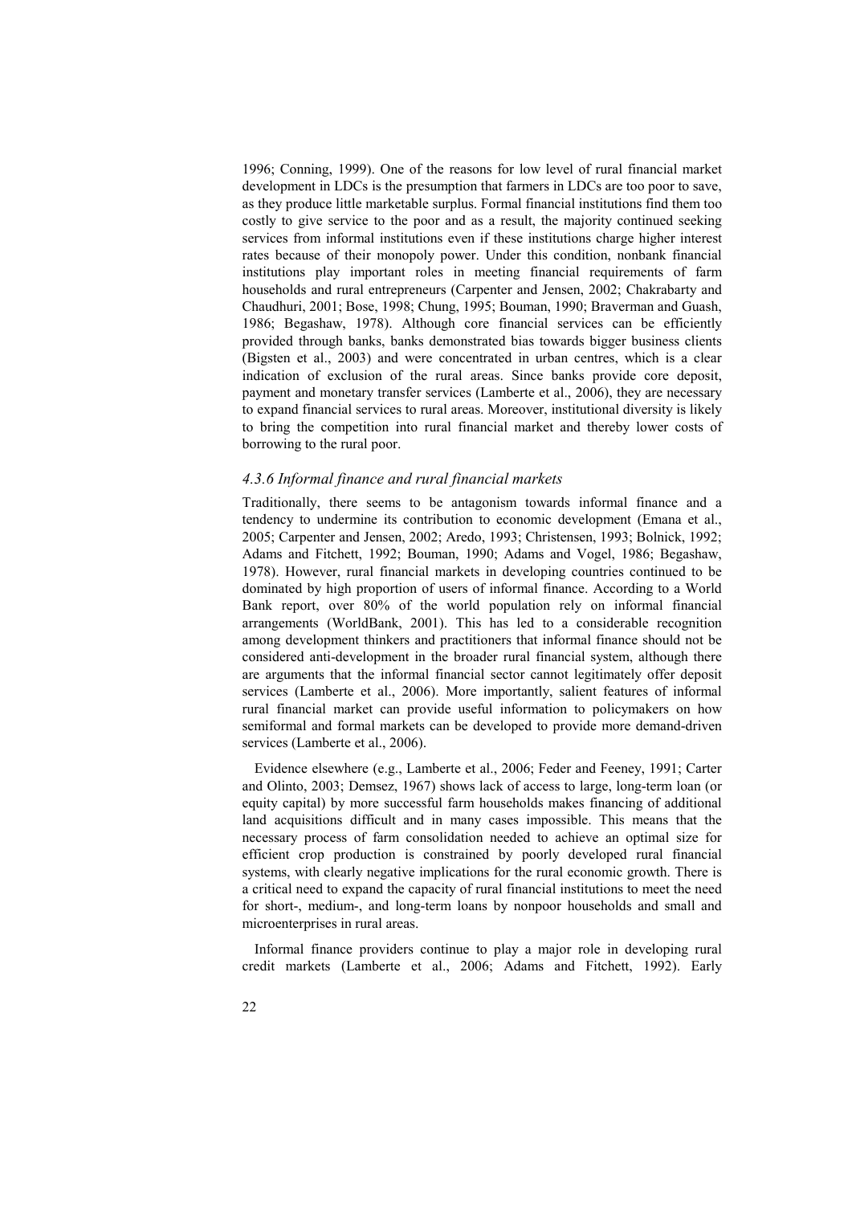1996; Conning, 1999). One of the reasons for low level of rural financial market development in LDCs is the presumption that farmers in LDCs are too poor to save, as they produce little marketable surplus. Formal financial institutions find them too costly to give service to the poor and as a result, the majority continued seeking services from informal institutions even if these institutions charge higher interest rates because of their monopoly power. Under this condition, nonbank financial institutions play important roles in meeting financial requirements of farm households and rural entrepreneurs (Carpenter and Jensen, 2002; Chakrabarty and Chaudhuri, 2001; Bose, 1998; Chung, 1995; Bouman, 1990; Braverman and Guash, 1986; Begashaw, 1978). Although core financial services can be efficiently provided through banks, banks demonstrated bias towards bigger business clients (Bigsten et al., 2003) and were concentrated in urban centres, which is a clear indication of exclusion of the rural areas. Since banks provide core deposit, payment and monetary transfer services (Lamberte et al., 2006), they are necessary to expand financial services to rural areas. Moreover, institutional diversity is likely to bring the competition into rural financial market and thereby lower costs of borrowing to the rural poor.

### *4.3.6 Informal finance and rural financial markets*

Traditionally, there seems to be antagonism towards informal finance and a tendency to undermine its contribution to economic development (Emana et al., 2005; Carpenter and Jensen, 2002; Aredo, 1993; Christensen, 1993; Bolnick, 1992; Adams and Fitchett, 1992; Bouman, 1990; Adams and Vogel, 1986; Begashaw, 1978). However, rural financial markets in developing countries continued to be dominated by high proportion of users of informal finance. According to a World Bank report, over 80% of the world population rely on informal financial arrangements (WorldBank, 2001). This has led to a considerable recognition among development thinkers and practitioners that informal finance should not be considered anti-development in the broader rural financial system, although there are arguments that the informal financial sector cannot legitimately offer deposit services (Lamberte et al., 2006). More importantly, salient features of informal rural financial market can provide useful information to policymakers on how semiformal and formal markets can be developed to provide more demand-driven services (Lamberte et al., 2006).

Evidence elsewhere (e.g., Lamberte et al., 2006; Feder and Feeney, 1991; Carter and Olinto, 2003; Demsez, 1967) shows lack of access to large, long-term loan (or equity capital) by more successful farm households makes financing of additional land acquisitions difficult and in many cases impossible. This means that the necessary process of farm consolidation needed to achieve an optimal size for efficient crop production is constrained by poorly developed rural financial systems, with clearly negative implications for the rural economic growth. There is a critical need to expand the capacity of rural financial institutions to meet the need for short-, medium-, and long-term loans by nonpoor households and small and microenterprises in rural areas.

Informal finance providers continue to play a major role in developing rural credit markets (Lamberte et al., 2006; Adams and Fitchett, 1992). Early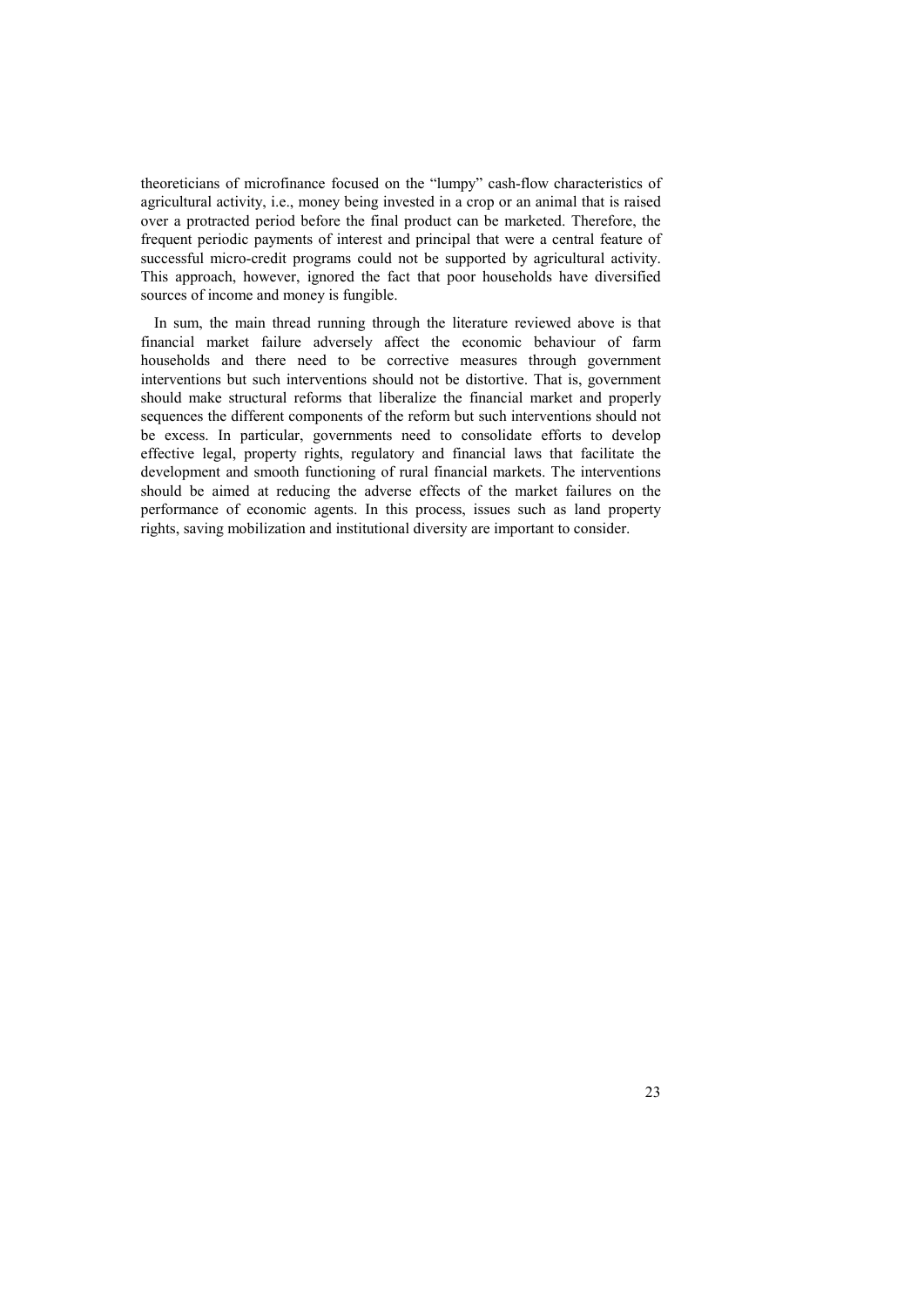theoreticians of microfinance focused on the "lumpy" cash-flow characteristics of agricultural activity, i.e., money being invested in a crop or an animal that is raised over a protracted period before the final product can be marketed. Therefore, the frequent periodic payments of interest and principal that were a central feature of successful micro-credit programs could not be supported by agricultural activity. This approach, however, ignored the fact that poor households have diversified sources of income and money is fungible.

In sum, the main thread running through the literature reviewed above is that financial market failure adversely affect the economic behaviour of farm households and there need to be corrective measures through government interventions but such interventions should not be distortive. That is, government should make structural reforms that liberalize the financial market and properly sequences the different components of the reform but such interventions should not be excess. In particular, governments need to consolidate efforts to develop effective legal, property rights, regulatory and financial laws that facilitate the development and smooth functioning of rural financial markets. The interventions should be aimed at reducing the adverse effects of the market failures on the performance of economic agents. In this process, issues such as land property rights, saving mobilization and institutional diversity are important to consider.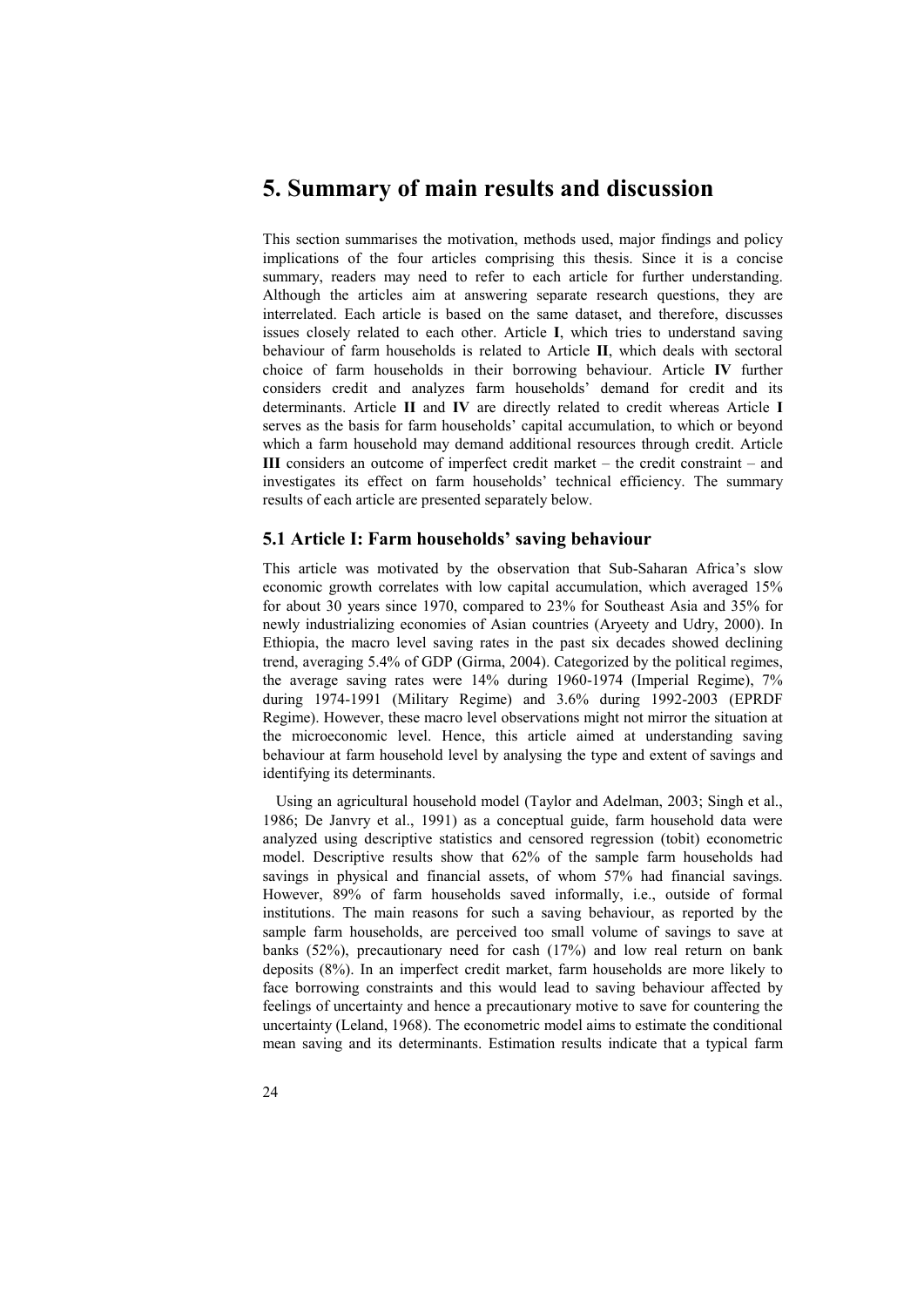# 5. Summary of main results and discussion

This section summarises the motivation, methods used, major findings and policy implications of the four articles comprising this thesis. Since it is a concise summary, readers may need to refer to each article for further understanding. Although the articles aim at answering separate research questions, they are interrelated. Each article is based on the same dataset, and therefore, discusses issues closely related to each other. Article **I**, which tries to understand saving behaviour of farm households is related to Article **II**, which deals with sectoral choice of farm households in their borrowing behaviour. Article **IV** further considers credit and analyzes farm households' demand for credit and its determinants. Article **II** and **IV** are directly related to credit whereas Article **I** serves as the basis for farm households' capital accumulation, to which or beyond which a farm household may demand additional resources through credit. Article **III** considers an outcome of imperfect credit market – the credit constraint – and investigates its effect on farm households' technical efficiency. The summary results of each article are presented separately below.

## 5.1 Article I: Farm households' saving behaviour

This article was motivated by the observation that Sub-Saharan Africa's slow economic growth correlates with low capital accumulation, which averaged 15% for about 30 years since 1970, compared to 23% for Southeast Asia and 35% for newly industrializing economies of Asian countries (Aryeety and Udry, 2000). In Ethiopia, the macro level saving rates in the past six decades showed declining trend, averaging 5.4% of GDP (Girma, 2004). Categorized by the political regimes, the average saving rates were 14% during 1960-1974 (Imperial Regime), 7% during 1974-1991 (Military Regime) and 3.6% during 1992-2003 (EPRDF Regime). However, these macro level observations might not mirror the situation at the microeconomic level. Hence, this article aimed at understanding saving behaviour at farm household level by analysing the type and extent of savings and identifying its determinants.

Using an agricultural household model (Taylor and Adelman, 2003; Singh et al., 1986; De Janvry et al., 1991) as a conceptual guide, farm household data were analyzed using descriptive statistics and censored regression (tobit) econometric model. Descriptive results show that 62% of the sample farm households had savings in physical and financial assets, of whom 57% had financial savings. However, 89% of farm households saved informally, i.e., outside of formal institutions. The main reasons for such a saving behaviour, as reported by the sample farm households, are perceived too small volume of savings to save at banks (52%), precautionary need for cash (17%) and low real return on bank deposits (8%). In an imperfect credit market, farm households are more likely to face borrowing constraints and this would lead to saving behaviour affected by feelings of uncertainty and hence a precautionary motive to save for countering the uncertainty (Leland, 1968). The econometric model aims to estimate the conditional mean saving and its determinants. Estimation results indicate that a typical farm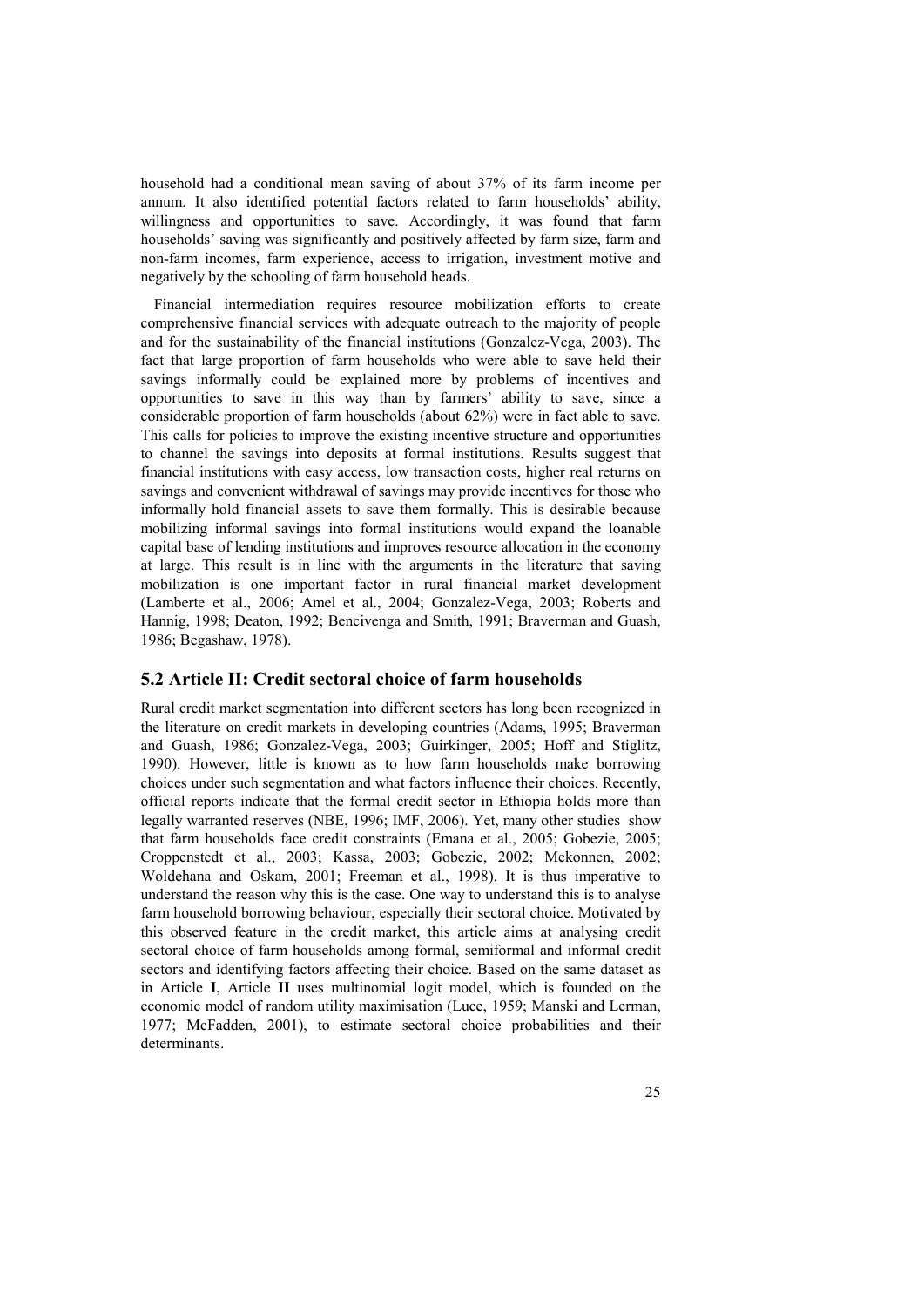household had a conditional mean saving of about 37% of its farm income per annum. It also identified potential factors related to farm households' ability, willingness and opportunities to save. Accordingly, it was found that farm households' saving was significantly and positively affected by farm size, farm and non-farm incomes, farm experience, access to irrigation, investment motive and negatively by the schooling of farm household heads.

Financial intermediation requires resource mobilization efforts to create comprehensive financial services with adequate outreach to the majority of people and for the sustainability of the financial institutions (Gonzalez-Vega, 2003). The fact that large proportion of farm households who were able to save held their savings informally could be explained more by problems of incentives and opportunities to save in this way than by farmers' ability to save, since a considerable proportion of farm households (about 62%) were in fact able to save. This calls for policies to improve the existing incentive structure and opportunities to channel the savings into deposits at formal institutions. Results suggest that financial institutions with easy access, low transaction costs, higher real returns on savings and convenient withdrawal of savings may provide incentives for those who informally hold financial assets to save them formally. This is desirable because mobilizing informal savings into formal institutions would expand the loanable capital base of lending institutions and improves resource allocation in the economy at large. This result is in line with the arguments in the literature that saving mobilization is one important factor in rural financial market development (Lamberte et al., 2006; Amel et al., 2004; Gonzalez-Vega, 2003; Roberts and Hannig, 1998; Deaton, 1992; Bencivenga and Smith, 1991; Braverman and Guash, 1986; Begashaw, 1978).

## 5.2 Article II: Credit sectoral choice of farm households

Rural credit market segmentation into different sectors has long been recognized in the literature on credit markets in developing countries (Adams, 1995; Braverman and Guash, 1986; Gonzalez-Vega, 2003; Guirkinger, 2005; Hoff and Stiglitz, 1990). However, little is known as to how farm households make borrowing choices under such segmentation and what factors influence their choices. Recently, official reports indicate that the formal credit sector in Ethiopia holds more than legally warranted reserves (NBE, 1996; IMF, 2006). Yet, many other studies show that farm households face credit constraints (Emana et al., 2005; Gobezie, 2005; Croppenstedt et al., 2003; Kassa, 2003; Gobezie, 2002; Mekonnen, 2002; Woldehana and Oskam, 2001; Freeman et al., 1998). It is thus imperative to understand the reason why this is the case. One way to understand this is to analyse farm household borrowing behaviour, especially their sectoral choice. Motivated by this observed feature in the credit market, this article aims at analysing credit sectoral choice of farm households among formal, semiformal and informal credit sectors and identifying factors affecting their choice. Based on the same dataset as in Article **I**, Article **II** uses multinomial logit model, which is founded on the economic model of random utility maximisation (Luce, 1959; Manski and Lerman, 1977; McFadden, 2001), to estimate sectoral choice probabilities and their determinants.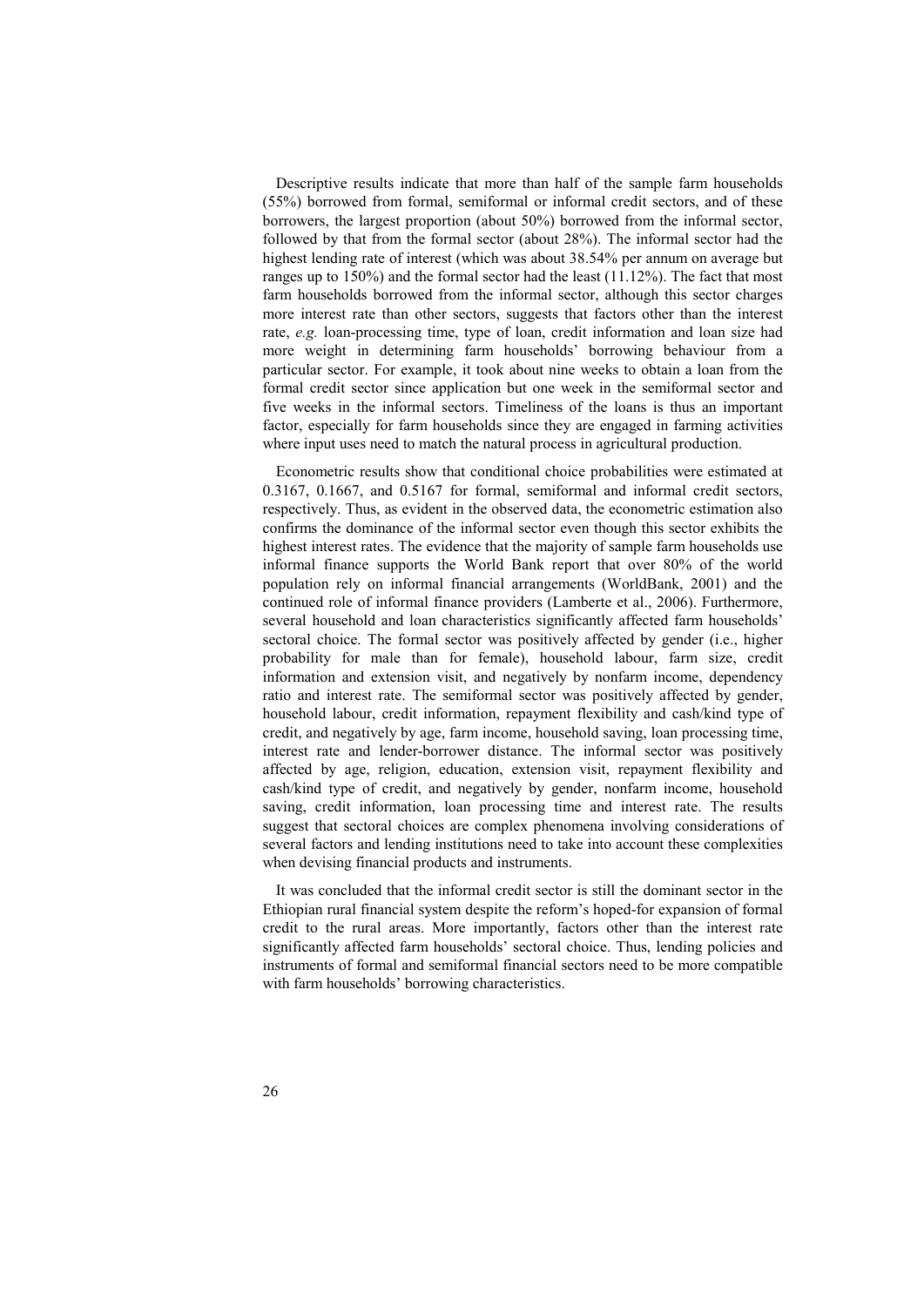Descriptive results indicate that more than half of the sample farm households (55%) borrowed from formal, semiformal or informal credit sectors, and of these borrowers, the largest proportion (about 50%) borrowed from the informal sector, followed by that from the formal sector (about 28%). The informal sector had the highest lending rate of interest (which was about 38.54% per annum on average but ranges up to 150%) and the formal sector had the least (11.12%). The fact that most farm households borrowed from the informal sector, although this sector charges more interest rate than other sectors, suggests that factors other than the interest rate, *e.g.* loan-processing time, type of loan, credit information and loan size had more weight in determining farm households' borrowing behaviour from a particular sector. For example, it took about nine weeks to obtain a loan from the formal credit sector since application but one week in the semiformal sector and five weeks in the informal sectors. Timeliness of the loans is thus an important factor, especially for farm households since they are engaged in farming activities where input uses need to match the natural process in agricultural production.

Econometric results show that conditional choice probabilities were estimated at 0.3167, 0.1667, and 0.5167 for formal, semiformal and informal credit sectors, respectively. Thus, as evident in the observed data, the econometric estimation also confirms the dominance of the informal sector even though this sector exhibits the highest interest rates. The evidence that the majority of sample farm households use informal finance supports the World Bank report that over 80% of the world population rely on informal financial arrangements (WorldBank, 2001) and the continued role of informal finance providers (Lamberte et al., 2006). Furthermore, several household and loan characteristics significantly affected farm households' sectoral choice. The formal sector was positively affected by gender (i.e., higher probability for male than for female), household labour, farm size, credit information and extension visit, and negatively by nonfarm income, dependency ratio and interest rate. The semiformal sector was positively affected by gender, household labour, credit information, repayment flexibility and cash/kind type of credit, and negatively by age, farm income, household saving, loan processing time, interest rate and lender-borrower distance. The informal sector was positively affected by age, religion, education, extension visit, repayment flexibility and cash/kind type of credit, and negatively by gender, nonfarm income, household saving, credit information, loan processing time and interest rate. The results suggest that sectoral choices are complex phenomena involving considerations of several factors and lending institutions need to take into account these complexities when devising financial products and instruments.

It was concluded that the informal credit sector is still the dominant sector in the Ethiopian rural financial system despite the reform's hoped-for expansion of formal credit to the rural areas. More importantly, factors other than the interest rate significantly affected farm households' sectoral choice. Thus, lending policies and instruments of formal and semiformal financial sectors need to be more compatible with farm households' borrowing characteristics.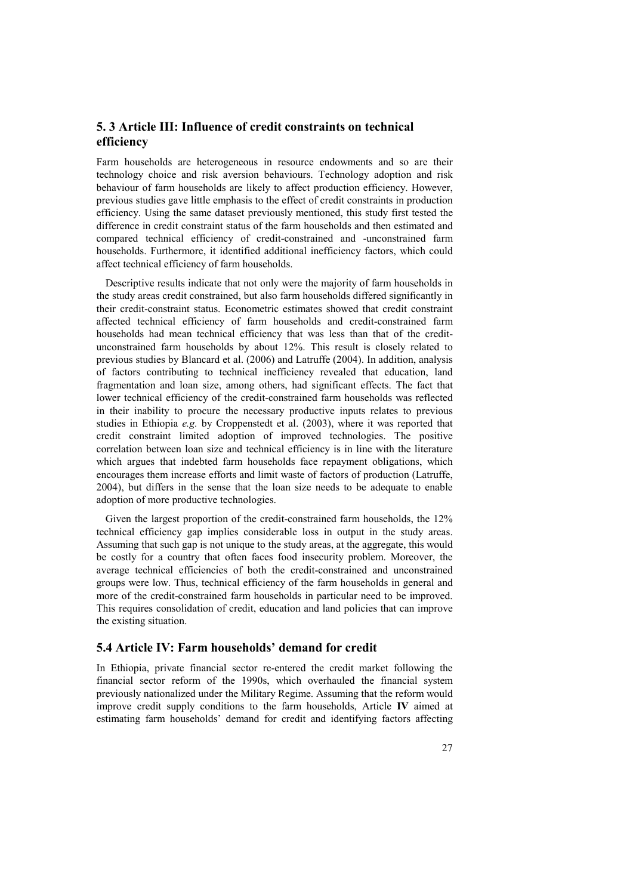## 5. 3 Article III: Influence of credit constraints on technical efficiency

Farm households are heterogeneous in resource endowments and so are their technology choice and risk aversion behaviours. Technology adoption and risk behaviour of farm households are likely to affect production efficiency. However, previous studies gave little emphasis to the effect of credit constraints in production efficiency. Using the same dataset previously mentioned, this study first tested the difference in credit constraint status of the farm households and then estimated and compared technical efficiency of credit-constrained and -unconstrained farm households. Furthermore, it identified additional inefficiency factors, which could affect technical efficiency of farm households.

Descriptive results indicate that not only were the majority of farm households in the study areas credit constrained, but also farm households differed significantly in their credit-constraint status. Econometric estimates showed that credit constraint affected technical efficiency of farm households and credit-constrained farm households had mean technical efficiency that was less than that of the credit-unconstrained farm households by about 12%. This result is closely related to previous studies by Blancard et al. (2006) and Latruffe (2004). In addition, analysis of factors contributing to technical inefficiency revealed that education, land fragmentation and loan size, among others, had significant effects. The fact that lower technical efficiency of the credit-constrained farm households was reflected in their inability to procure the necessary productive inputs relates to previous studies in Ethiopia *e.g.* by Croppenstedt et al. (2003), where it was reported that credit constraint limited adoption of improved technologies. The positive correlation between loan size and technical efficiency is in line with the literature which argues that indebted farm households face repayment obligations, which encourages them increase efforts and limit waste of factors of production (Latruffe, 2004), but differs in the sense that the loan size needs to be adequate to enable adoption of more productive technologies.

Given the largest proportion of the credit-constrained farm households, the 12% technical efficiency gap implies considerable loss in output in the study areas. Assuming that such gap is not unique to the study areas, at the aggregate, this would be costly for a country that often faces food insecurity problem. Moreover, the average technical efficiencies of both the credit-constrained and unconstrained groups were low. Thus, technical efficiency of the farm households in general and more of the credit-constrained farm households in particular need to be improved. This requires consolidation of credit, education and land policies that can improve the existing situation.

## 5.4 Article IV: Farm households' demand for credit

In Ethiopia, private financial sector re-entered the credit market following the financial sector reform of the 1990s, which overhauled the financial system previously nationalized under the Military Regime. Assuming that the reform would improve credit supply conditions to the farm households, Article **IV** aimed at estimating farm households' demand for credit and identifying factors affecting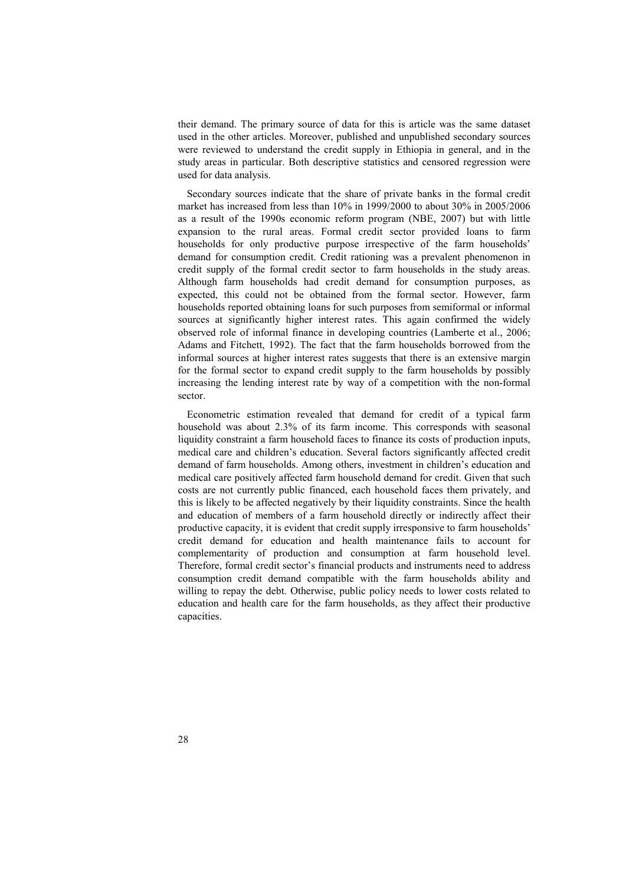their demand. The primary source of data for this is article was the same dataset used in the other articles. Moreover, published and unpublished secondary sources were reviewed to understand the credit supply in Ethiopia in general, and in the study areas in particular. Both descriptive statistics and censored regression were used for data analysis.

Secondary sources indicate that the share of private banks in the formal credit market has increased from less than 10% in 1999/2000 to about 30% in 2005/2006 as a result of the 1990s economic reform program (NBE, 2007) but with little expansion to the rural areas. Formal credit sector provided loans to farm households for only productive purpose irrespective of the farm households' demand for consumption credit. Credit rationing was a prevalent phenomenon in credit supply of the formal credit sector to farm households in the study areas. Although farm households had credit demand for consumption purposes, as expected, this could not be obtained from the formal sector. However, farm households reported obtaining loans for such purposes from semiformal or informal sources at significantly higher interest rates. This again confirmed the widely observed role of informal finance in developing countries (Lamberte et al., 2006; Adams and Fitchett, 1992). The fact that the farm households borrowed from the informal sources at higher interest rates suggests that there is an extensive margin for the formal sector to expand credit supply to the farm households by possibly increasing the lending interest rate by way of a competition with the non-formal sector.

Econometric estimation revealed that demand for credit of a typical farm household was about 2.3% of its farm income. This corresponds with seasonal liquidity constraint a farm household faces to finance its costs of production inputs, medical care and children's education. Several factors significantly affected credit demand of farm households. Among others, investment in children's education and medical care positively affected farm household demand for credit. Given that such costs are not currently public financed, each household faces them privately, and this is likely to be affected negatively by their liquidity constraints. Since the health and education of members of a farm household directly or indirectly affect their productive capacity, it is evident that credit supply irresponsive to farm households' credit demand for education and health maintenance fails to account for complementarity of production and consumption at farm household level. Therefore, formal credit sector's financial products and instruments need to address consumption credit demand compatible with the farm households ability and willing to repay the debt. Otherwise, public policy needs to lower costs related to education and health care for the farm households, as they affect their productive capacities.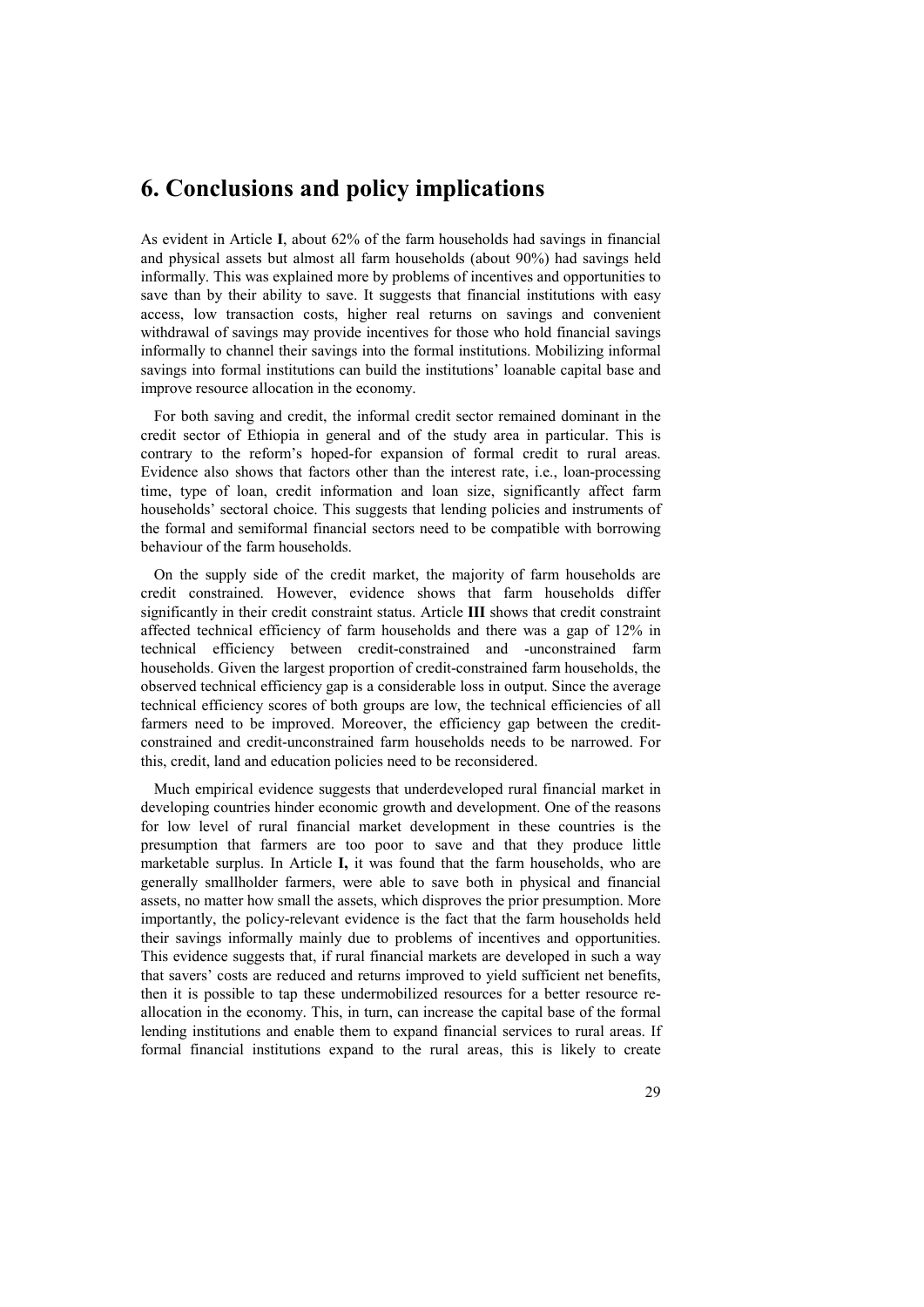# 6. Conclusions and policy implications

As evident in Article **I**, about 62% of the farm households had savings in financial and physical assets but almost all farm households (about 90%) had savings held informally. This was explained more by problems of incentives and opportunities to save than by their ability to save. It suggests that financial institutions with easy access, low transaction costs, higher real returns on savings and convenient withdrawal of savings may provide incentives for those who hold financial savings informally to channel their savings into the formal institutions. Mobilizing informal savings into formal institutions can build the institutions' loanable capital base and improve resource allocation in the economy.

For both saving and credit, the informal credit sector remained dominant in the credit sector of Ethiopia in general and of the study area in particular. This is contrary to the reform's hoped-for expansion of formal credit to rural areas. Evidence also shows that factors other than the interest rate, i.e., loan-processing time, type of loan, credit information and loan size, significantly affect farm households' sectoral choice. This suggests that lending policies and instruments of the formal and semiformal financial sectors need to be compatible with borrowing behaviour of the farm households.

On the supply side of the credit market, the majority of farm households are credit constrained. However, evidence shows that farm households differ significantly in their credit constraint status. Article **III** shows that credit constraint affected technical efficiency of farm households and there was a gap of 12% in technical efficiency between credit-constrained and -unconstrained farm households. Given the largest proportion of credit-constrained farm households, the observed technical efficiency gap is a considerable loss in output. Since the average technical efficiency scores of both groups are low, the technical efficiencies of all farmers need to be improved. Moreover, the efficiency gap between the credit-constrained and credit-unconstrained farm households needs to be narrowed. For this, credit, land and education policies need to be reconsidered.

Much empirical evidence suggests that underdeveloped rural financial market in developing countries hinder economic growth and development. One of the reasons for low level of rural financial market development in these countries is the presumption that farmers are too poor to save and that they produce little marketable surplus. In Article **I,** it was found that the farm households, who are generally smallholder farmers, were able to save both in physical and financial assets, no matter how small the assets, which disproves the prior presumption. More importantly, the policy-relevant evidence is the fact that the farm households held their savings informally mainly due to problems of incentives and opportunities. This evidence suggests that, if rural financial markets are developed in such a way that savers' costs are reduced and returns improved to yield sufficient net benefits, then it is possible to tap these undermobilized resources for a better resource re-allocation in the economy. This, in turn, can increase the capital base of the formal lending institutions and enable them to expand financial services to rural areas. If formal financial institutions expand to the rural areas, this is likely to create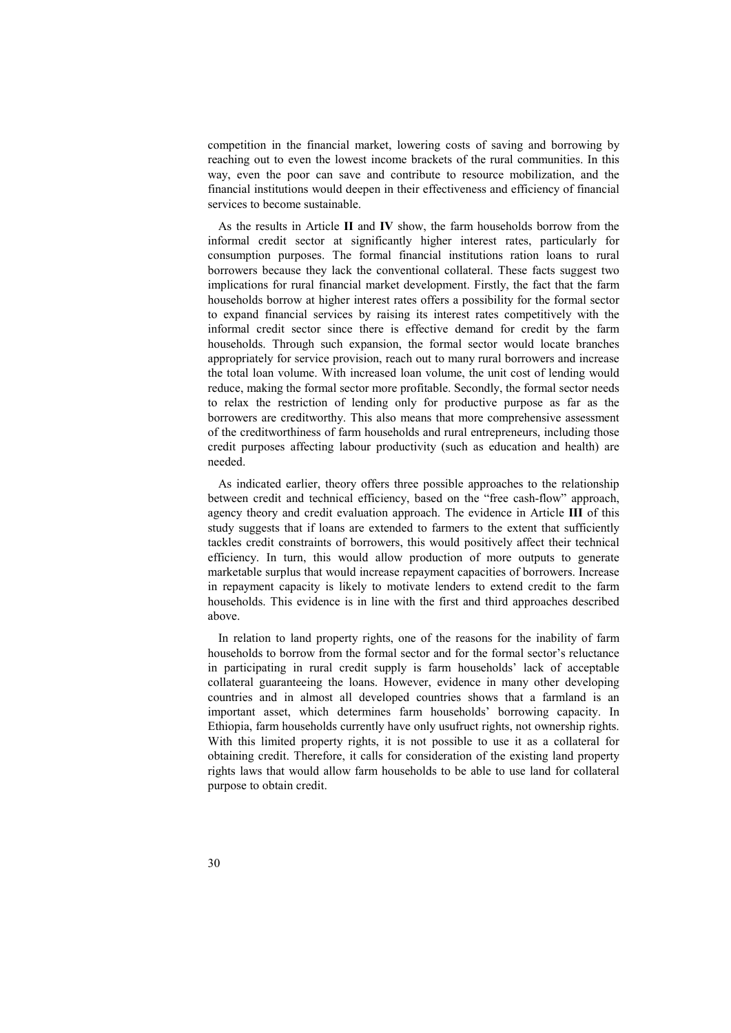competition in the financial market, lowering costs of saving and borrowing by reaching out to even the lowest income brackets of the rural communities. In this way, even the poor can save and contribute to resource mobilization, and the financial institutions would deepen in their effectiveness and efficiency of financial services to become sustainable.

As the results in Article **II** and **IV** show, the farm households borrow from the informal credit sector at significantly higher interest rates, particularly for consumption purposes. The formal financial institutions ration loans to rural borrowers because they lack the conventional collateral. These facts suggest two implications for rural financial market development. Firstly, the fact that the farm households borrow at higher interest rates offers a possibility for the formal sector to expand financial services by raising its interest rates competitively with the informal credit sector since there is effective demand for credit by the farm households. Through such expansion, the formal sector would locate branches appropriately for service provision, reach out to many rural borrowers and increase the total loan volume. With increased loan volume, the unit cost of lending would reduce, making the formal sector more profitable. Secondly, the formal sector needs to relax the restriction of lending only for productive purpose as far as the borrowers are creditworthy. This also means that more comprehensive assessment of the creditworthiness of farm households and rural entrepreneurs, including those credit purposes affecting labour productivity (such as education and health) are needed.

As indicated earlier, theory offers three possible approaches to the relationship between credit and technical efficiency, based on the "free cash-flow" approach, agency theory and credit evaluation approach. The evidence in Article **III** of this study suggests that if loans are extended to farmers to the extent that sufficiently tackles credit constraints of borrowers, this would positively affect their technical efficiency. In turn, this would allow production of more outputs to generate marketable surplus that would increase repayment capacities of borrowers. Increase in repayment capacity is likely to motivate lenders to extend credit to the farm households. This evidence is in line with the first and third approaches described above.

In relation to land property rights, one of the reasons for the inability of farm households to borrow from the formal sector and for the formal sector's reluctance in participating in rural credit supply is farm households' lack of acceptable collateral guaranteeing the loans. However, evidence in many other developing countries and in almost all developed countries shows that a farmland is an important asset, which determines farm households' borrowing capacity. In Ethiopia, farm households currently have only usufruct rights, not ownership rights. With this limited property rights, it is not possible to use it as a collateral for obtaining credit. Therefore, it calls for consideration of the existing land property rights laws that would allow farm households to be able to use land for collateral purpose to obtain credit.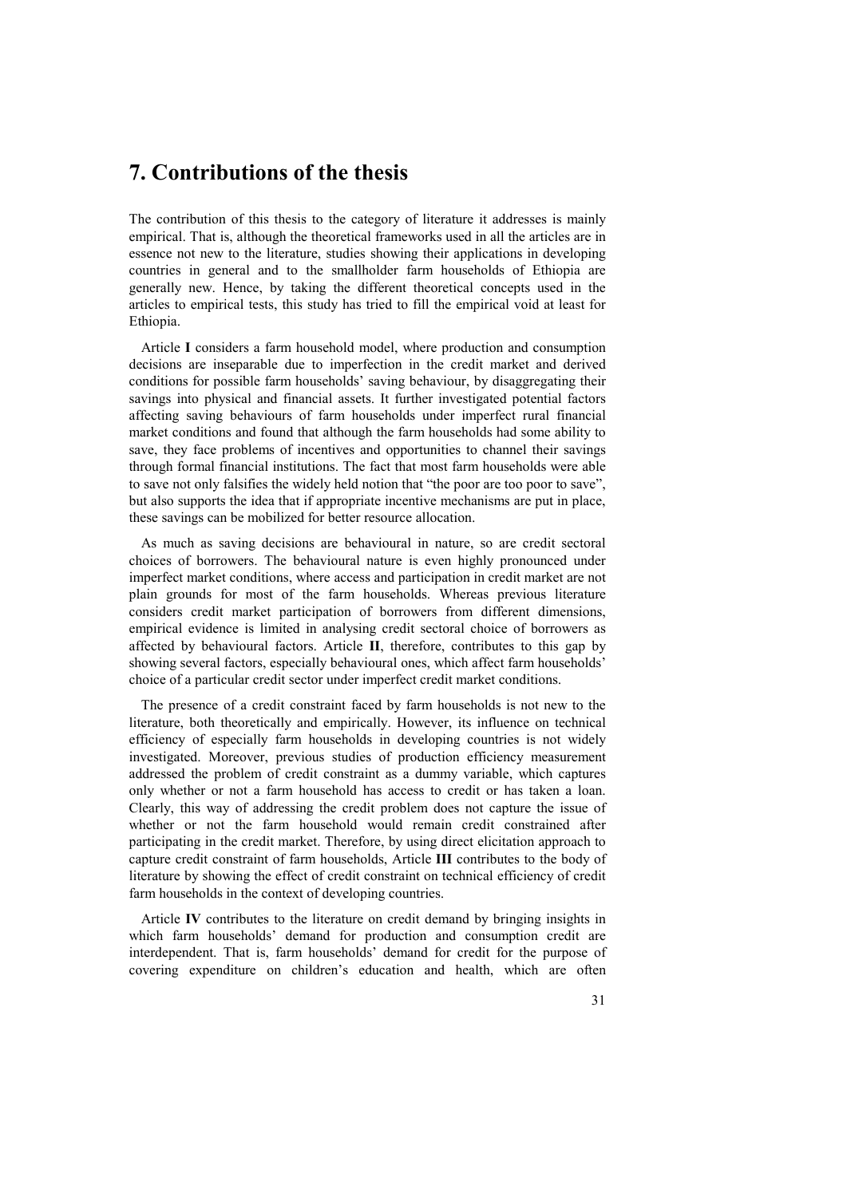# 7. Contributions of the thesis

The contribution of this thesis to the category of literature it addresses is mainly empirical. That is, although the theoretical frameworks used in all the articles are in essence not new to the literature, studies showing their applications in developing countries in general and to the smallholder farm households of Ethiopia are generally new. Hence, by taking the different theoretical concepts used in the articles to empirical tests, this study has tried to fill the empirical void at least for Ethiopia.

Article **I** considers a farm household model, where production and consumption decisions are inseparable due to imperfection in the credit market and derived conditions for possible farm households' saving behaviour, by disaggregating their savings into physical and financial assets. It further investigated potential factors affecting saving behaviours of farm households under imperfect rural financial market conditions and found that although the farm households had some ability to save, they face problems of incentives and opportunities to channel their savings through formal financial institutions. The fact that most farm households were able to save not only falsifies the widely held notion that "the poor are too poor to save", but also supports the idea that if appropriate incentive mechanisms are put in place, these savings can be mobilized for better resource allocation.

As much as saving decisions are behavioural in nature, so are credit sectoral choices of borrowers. The behavioural nature is even highly pronounced under imperfect market conditions, where access and participation in credit market are not plain grounds for most of the farm households. Whereas previous literature considers credit market participation of borrowers from different dimensions, empirical evidence is limited in analysing credit sectoral choice of borrowers as affected by behavioural factors. Article **II**, therefore, contributes to this gap by showing several factors, especially behavioural ones, which affect farm households' choice of a particular credit sector under imperfect credit market conditions.

The presence of a credit constraint faced by farm households is not new to the literature, both theoretically and empirically. However, its influence on technical efficiency of especially farm households in developing countries is not widely investigated. Moreover, previous studies of production efficiency measurement addressed the problem of credit constraint as a dummy variable, which captures only whether or not a farm household has access to credit or has taken a loan. Clearly, this way of addressing the credit problem does not capture the issue of whether or not the farm household would remain credit constrained after participating in the credit market. Therefore, by using direct elicitation approach to capture credit constraint of farm households, Article **III** contributes to the body of literature by showing the effect of credit constraint on technical efficiency of credit farm households in the context of developing countries.

Article **IV** contributes to the literature on credit demand by bringing insights in which farm households' demand for production and consumption credit are interdependent. That is, farm households' demand for credit for the purpose of covering expenditure on children's education and health, which are often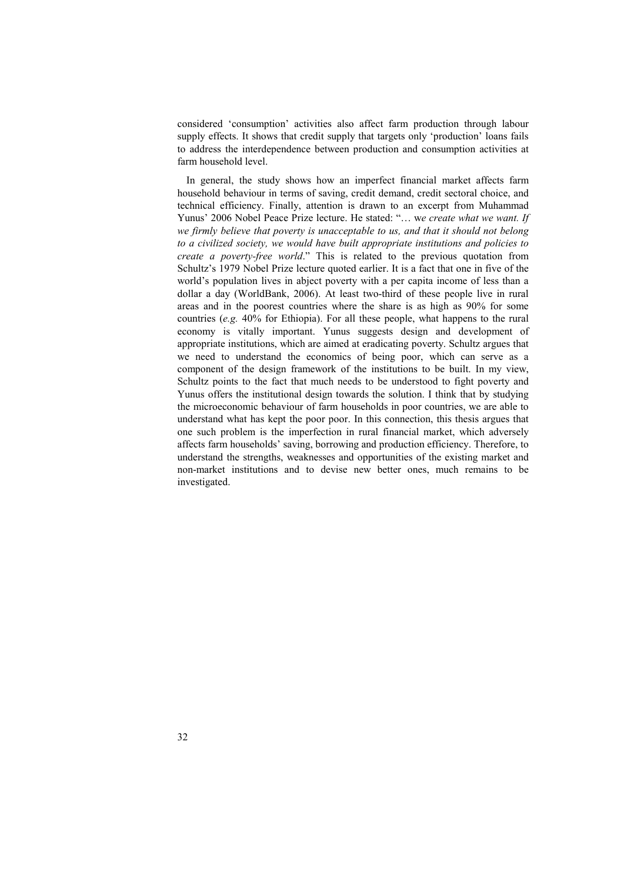considered 'consumption' activities also affect farm production through labour supply effects. It shows that credit supply that targets only 'production' loans fails to address the interdependence between production and consumption activities at farm household level.

In general, the study shows how an imperfect financial market affects farm household behaviour in terms of saving, credit demand, credit sectoral choice, and technical efficiency. Finally, attention is drawn to an excerpt from Muhammad Yunus' 2006 Nobel Peace Prize lecture. He stated: "… w*e create what we want. If we firmly believe that poverty is unacceptable to us, and that it should not belong to a civilized society, we would have built appropriate institutions and policies to create a poverty-free world*." This is related to the previous quotation from Schultz's 1979 Nobel Prize lecture quoted earlier. It is a fact that one in five of the world's population lives in abject poverty with a per capita income of less than a dollar a day (WorldBank, 2006). At least two-third of these people live in rural areas and in the poorest countries where the share is as high as 90% for some countries (*e.g.* 40% for Ethiopia). For all these people, what happens to the rural economy is vitally important. Yunus suggests design and development of appropriate institutions, which are aimed at eradicating poverty. Schultz argues that we need to understand the economics of being poor, which can serve as a component of the design framework of the institutions to be built. In my view, Schultz points to the fact that much needs to be understood to fight poverty and Yunus offers the institutional design towards the solution. I think that by studying the microeconomic behaviour of farm households in poor countries, we are able to understand what has kept the poor poor. In this connection, this thesis argues that one such problem is the imperfection in rural financial market, which adversely affects farm households' saving, borrowing and production efficiency. Therefore, to understand the strengths, weaknesses and opportunities of the existing market and non-market institutions and to devise new better ones, much remains to be investigated.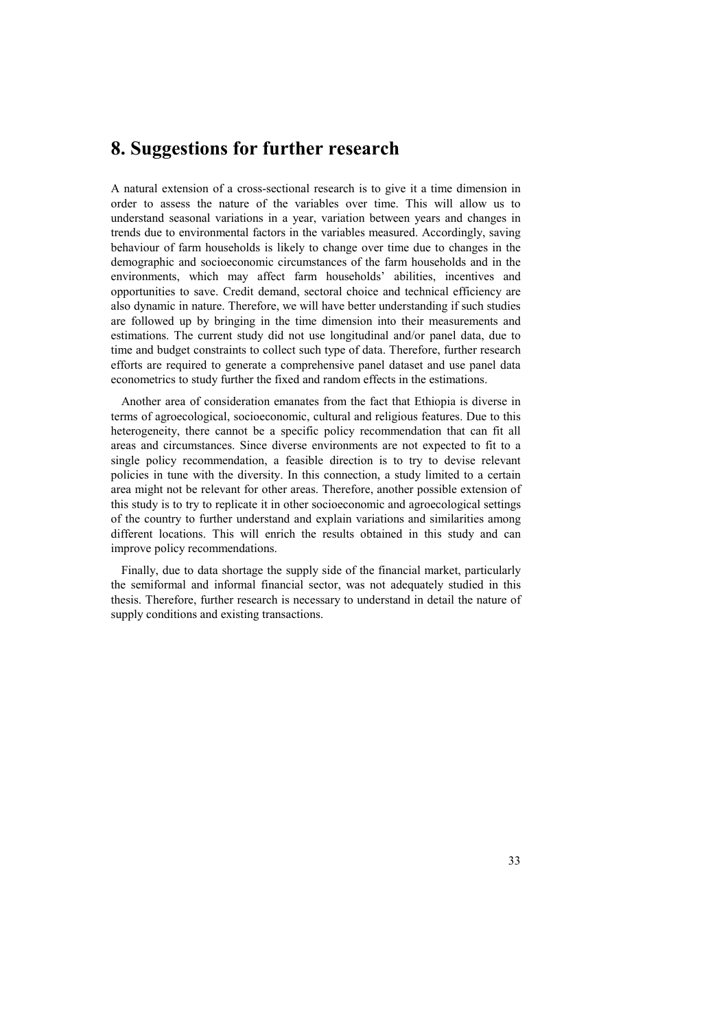# 8. Suggestions for further research

A natural extension of a cross-sectional research is to give it a time dimension in order to assess the nature of the variables over time. This will allow us to understand seasonal variations in a year, variation between years and changes in trends due to environmental factors in the variables measured. Accordingly, saving behaviour of farm households is likely to change over time due to changes in the demographic and socioeconomic circumstances of the farm households and in the environments, which may affect farm households' abilities, incentives and opportunities to save. Credit demand, sectoral choice and technical efficiency are also dynamic in nature. Therefore, we will have better understanding if such studies are followed up by bringing in the time dimension into their measurements and estimations. The current study did not use longitudinal and/or panel data, due to time and budget constraints to collect such type of data. Therefore, further research efforts are required to generate a comprehensive panel dataset and use panel data econometrics to study further the fixed and random effects in the estimations.

Another area of consideration emanates from the fact that Ethiopia is diverse in terms of agroecological, socioeconomic, cultural and religious features. Due to this heterogeneity, there cannot be a specific policy recommendation that can fit all areas and circumstances. Since diverse environments are not expected to fit to a single policy recommendation, a feasible direction is to try to devise relevant policies in tune with the diversity. In this connection, a study limited to a certain area might not be relevant for other areas. Therefore, another possible extension of this study is to try to replicate it in other socioeconomic and agroecological settings of the country to further understand and explain variations and similarities among different locations. This will enrich the results obtained in this study and can improve policy recommendations.

Finally, due to data shortage the supply side of the financial market, particularly the semiformal and informal financial sector, was not adequately studied in this thesis. Therefore, further research is necessary to understand in detail the nature of supply conditions and existing transactions.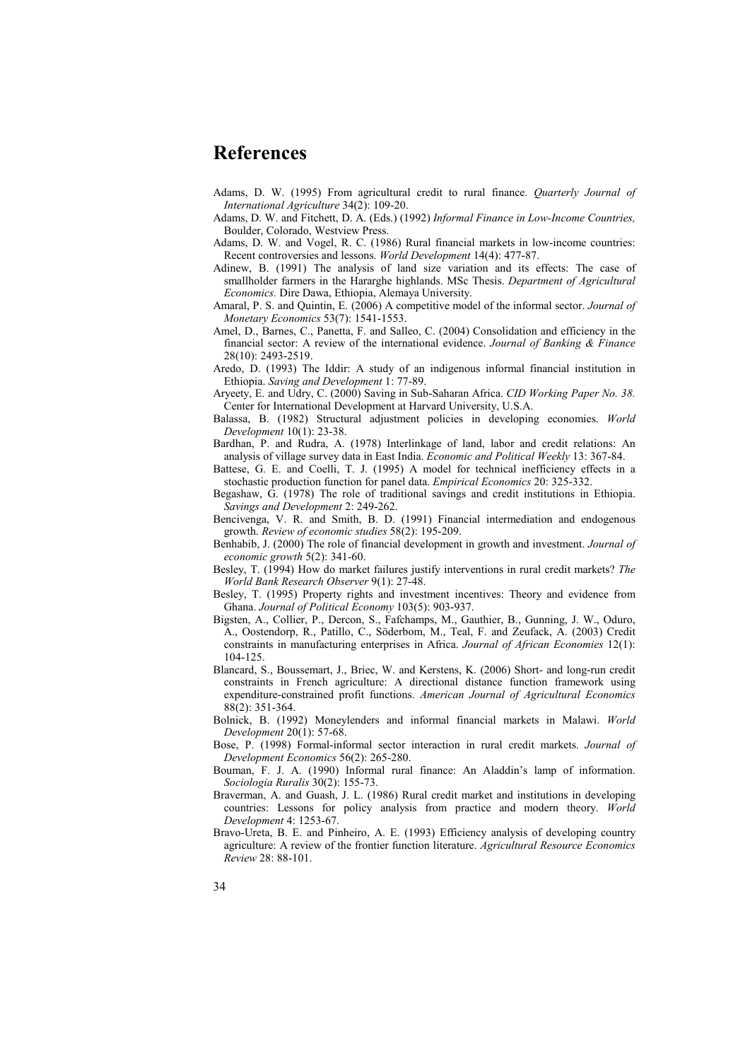# References

Adams, D. W. (1995) From agricultural credit to rural finance. *Quarterly Journal of International Agriculture* 34(2): 109-20.

Adams, D. W. and Fitchett, D. A. (Eds.) (1992) *Informal Finance in Low-Income Countries,* Boulder, Colorado, Westview Press.

Adams, D. W. and Vogel, R. C. (1986) Rural financial markets in low-income countries: Recent controversies and lessons. *World Development* 14(4): 477-87.

Adinew, B. (1991) The analysis of land size variation and its effects: The case of smallholder farmers in the Hararghe highlands. MSc Thesis. *Department of Agricultural Economics.* Dire Dawa, Ethiopia, Alemaya University.

Amaral, P. S. and Quintin, E. (2006) A competitive model of the informal sector. *Journal of Monetary Economics* 53(7): 1541-1553.

Amel, D., Barnes, C., Panetta, F. and Salleo, C. (2004) Consolidation and efficiency in the financial sector: A review of the international evidence. *Journal of Banking & Finance* 28(10): 2493-2519.

Aredo, D. (1993) The Iddir: A study of an indigenous informal financial institution in Ethiopia. *Saving and Development* 1: 77-89.

Aryeety, E. and Udry, C. (2000) Saving in Sub-Saharan Africa. *CID Working Paper No. 38.* Center for International Development at Harvard University, U.S.A.

Balassa, B. (1982) Structural adjustment policies in developing economies. *World Development* 10(1): 23-38.

Bardhan, P. and Rudra, A. (1978) Interlinkage of land, labor and credit relations: An analysis of village survey data in East India. *Economic and Political Weekly* 13: 367-84.

Battese, G. E. and Coelli, T. J. (1995) A model for technical inefficiency effects in a stochastic production function for panel data. *Empirical Economics* 20: 325-332.

Begashaw, G. (1978) The role of traditional savings and credit institutions in Ethiopia. *Savings and Development* 2: 249-262.

Bencivenga, V. R. and Smith, B. D. (1991) Financial intermediation and endogenous growth. *Review of economic studies* 58(2): 195-209.

Benhabib, J. (2000) The role of financial development in growth and investment. *Journal of economic growth* 5(2): 341-60.

Besley, T. (1994) How do market failures justify interventions in rural credit markets? *The World Bank Research Observer* 9(1): 27-48.

Besley, T. (1995) Property rights and investment incentives: Theory and evidence from Ghana. *Journal of Political Economy* 103(5): 903-937.

Bigsten, A., Collier, P., Dercon, S., Fafchamps, M., Gauthier, B., Gunning, J. W., Oduro, A., Oostendorp, R., Patillo, C., Söderbom, M., Teal, F. and Zeufack, A. (2003) Credit constraints in manufacturing enterprises in Africa. *Journal of African Economies* 12(1): 104-125.

Blancard, S., Boussemart, J., Briec, W. and Kerstens, K. (2006) Short- and long-run credit constraints in French agriculture: A directional distance function framework using expenditure-constrained profit functions. *American Journal of Agricultural Economics* 88(2): 351-364.

Bolnick, B. (1992) Moneylenders and informal financial markets in Malawi. *World Development* 20(1): 57-68.

Bose, P. (1998) Formal-informal sector interaction in rural credit markets. *Journal of Development Economics* 56(2): 265-280.

Bouman, F. J. A. (1990) Informal rural finance: An Aladdin's lamp of information. *Sociologia Ruralis* 30(2): 155-73.

Braverman, A. and Guash, J. L. (1986) Rural credit market and institutions in developing countries: Lessons for policy analysis from practice and modern theory. *World Development* 4: 1253-67.

Bravo-Ureta, B. E. and Pinheiro, A. E. (1993) Efficiency analysis of developing country agriculture: A review of the frontier function literature. *Agricultural Resource Economics Review* 28: 88-101.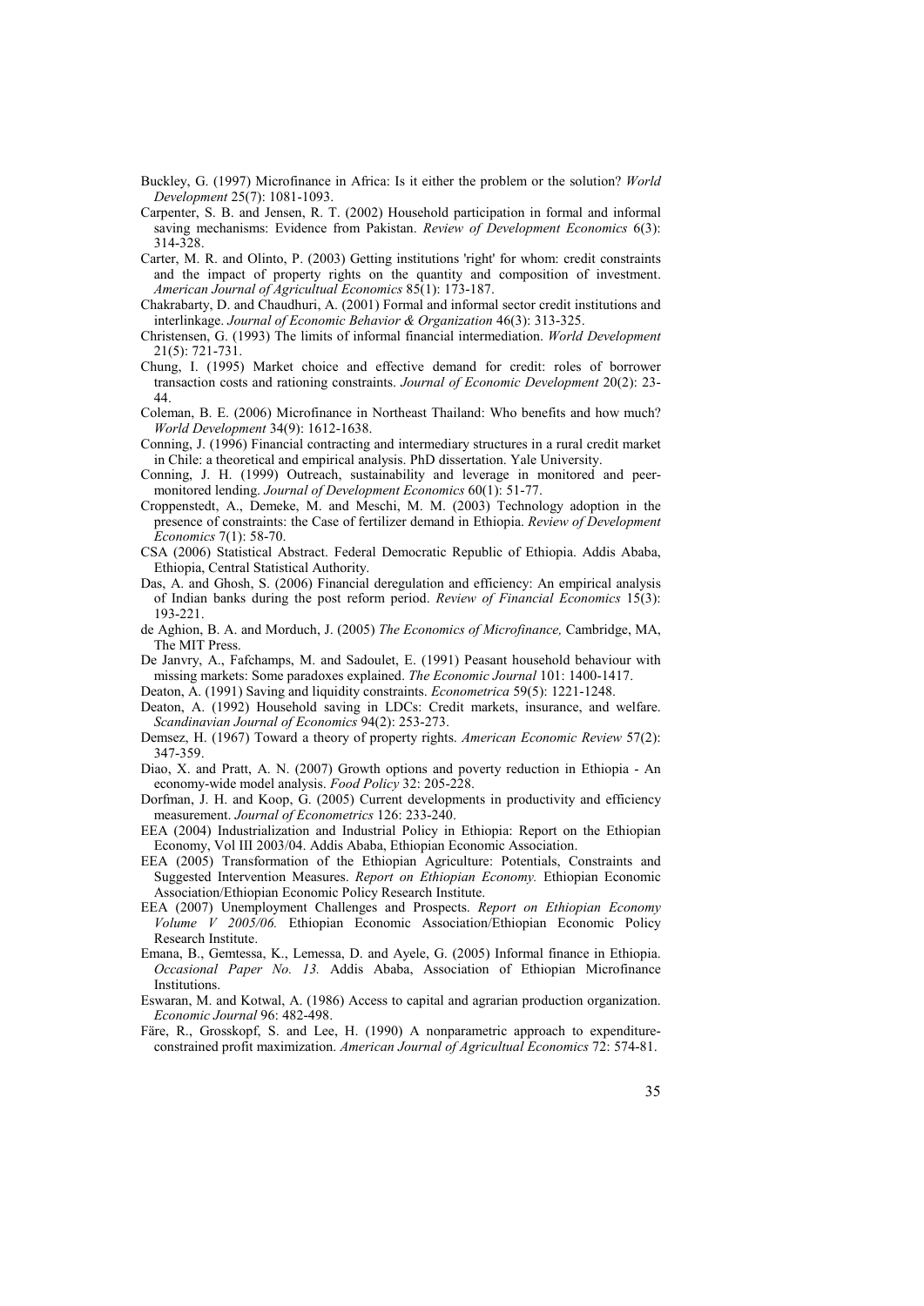Buckley, G. (1997) Microfinance in Africa: Is it either the problem or the solution? *World Development* 25(7): 1081-1093.

Carpenter, S. B. and Jensen, R. T. (2002) Household participation in formal and informal saving mechanisms: Evidence from Pakistan. *Review of Development Economics* 6(3): 314-328.

Carter, M. R. and Olinto, P. (2003) Getting institutions 'right' for whom: credit constraints and the impact of property rights on the quantity and composition of investment. *American Journal of Agricultual Economics* 85(1): 173-187.

Chakrabarty, D. and Chaudhuri, A. (2001) Formal and informal sector credit institutions and interlinkage. *Journal of Economic Behavior & Organization* 46(3): 313-325.

Christensen, G. (1993) The limits of informal financial intermediation. *World Development* 21(5): 721-731.

Chung, I. (1995) Market choice and effective demand for credit: roles of borrower transaction costs and rationing constraints. *Journal of Economic Development* 20(2): 23-44.

Coleman, B. E. (2006) Microfinance in Northeast Thailand: Who benefits and how much? *World Development* 34(9): 1612-1638.

Conning, J. (1996) Financial contracting and intermediary structures in a rural credit market in Chile: a theoretical and empirical analysis. PhD dissertation. Yale University.

Conning, J. H. (1999) Outreach, sustainability and leverage in monitored and peer-monitored lending. *Journal of Development Economics* 60(1): 51-77.

Croppenstedt, A., Demeke, M. and Meschi, M. M. (2003) Technology adoption in the presence of constraints: the Case of fertilizer demand in Ethiopia. *Review of Development Economics* 7(1): 58-70.

CSA (2006) Statistical Abstract. Federal Democratic Republic of Ethiopia. Addis Ababa, Ethiopia, Central Statistical Authority.

Das, A. and Ghosh, S. (2006) Financial deregulation and efficiency: An empirical analysis of Indian banks during the post reform period. *Review of Financial Economics* 15(3): 193-221.

de Aghion, B. A. and Morduch, J. (2005) *The Economics of Microfinance,* Cambridge, MA, The MIT Press.

De Janvry, A., Fafchamps, M. and Sadoulet, E. (1991) Peasant household behaviour with missing markets: Some paradoxes explained. *The Economic Journal* 101: 1400-1417.

Deaton, A. (1991) Saving and liquidity constraints. *Econometrica* 59(5): 1221-1248.

Deaton, A. (1992) Household saving in LDCs: Credit markets, insurance, and welfare. *Scandinavian Journal of Economics* 94(2): 253-273.

Demsez, H. (1967) Toward a theory of property rights. *American Economic Review* 57(2): 347-359.

Diao, X. and Pratt, A. N. (2007) Growth options and poverty reduction in Ethiopia - An economy-wide model analysis. *Food Policy* 32: 205-228.

Dorfman, J. H. and Koop, G. (2005) Current developments in productivity and efficiency measurement. *Journal of Econometrics* 126: 233-240.

EEA (2004) Industrialization and Industrial Policy in Ethiopia: Report on the Ethiopian Economy, Vol III 2003/04. Addis Ababa, Ethiopian Economic Association.

EEA (2005) Transformation of the Ethiopian Agriculture: Potentials, Constraints and Suggested Intervention Measures. *Report on Ethiopian Economy.* Ethiopian Economic Association/Ethiopian Economic Policy Research Institute.

EEA (2007) Unemployment Challenges and Prospects. *Report on Ethiopian Economy Volume V 2005/06.* Ethiopian Economic Association/Ethiopian Economic Policy Research Institute.

Emana, B., Gemtessa, K., Lemessa, D. and Ayele, G. (2005) Informal finance in Ethiopia. *Occasional Paper No. 13.* Addis Ababa, Association of Ethiopian Microfinance Institutions.

Eswaran, M. and Kotwal, A. (1986) Access to capital and agrarian production organization. *Economic Journal* 96: 482-498.

Färe, R., Grosskopf, S. and Lee, H. (1990) A nonparametric approach to expenditure-constrained profit maximization. *American Journal of Agricultual Economics* 72: 574-81.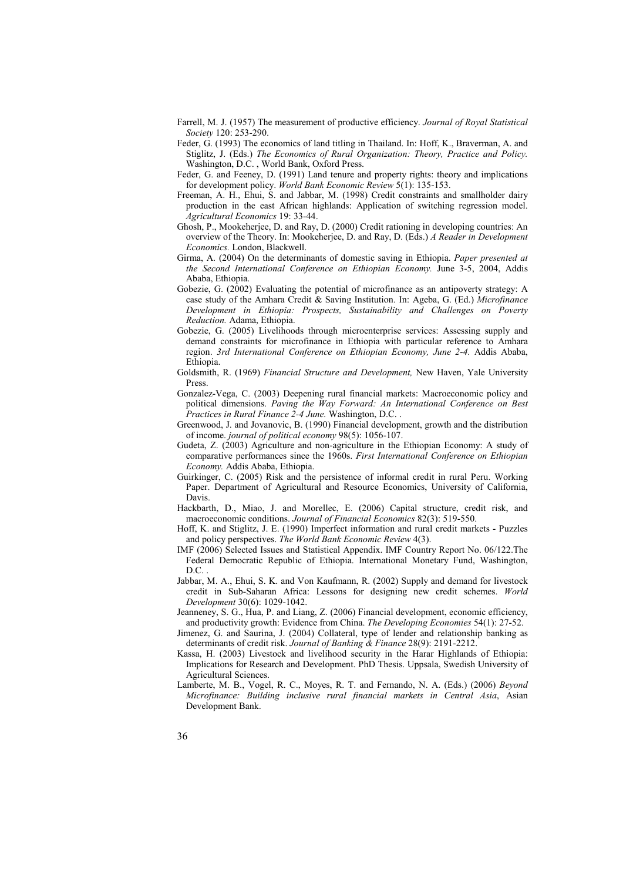Farrell, M. J. (1957) The measurement of productive efficiency. *Journal of Royal Statistical Society* 120: 253-290.

Feder, G. (1993) The economics of land titling in Thailand. In: Hoff, K., Braverman, A. and Stiglitz, J. (Eds.) *The Economics of Rural Organization: Theory, Practice and Policy.* Washington, D.C. , World Bank, Oxford Press.

Feder, G. and Feeney, D. (1991) Land tenure and property rights: theory and implications for development policy. *World Bank Economic Review* 5(1): 135-153.

Freeman, A. H., Ehui, S. and Jabbar, M. (1998) Credit constraints and smallholder dairy production in the east African highlands: Application of switching regression model. *Agricultural Economics* 19: 33-44.

Ghosh, P., Mookeherjee, D. and Ray, D. (2000) Credit rationing in developing countries: An overview of the Theory. In: Mookeherjee, D. and Ray, D. (Eds.) *A Reader in Development Economics.* London, Blackwell.

Girma, A. (2004) On the determinants of domestic saving in Ethiopia. *Paper presented at the Second International Conference on Ethiopian Economy.* June 3-5, 2004, Addis Ababa, Ethiopia.

Gobezie, G. (2002) Evaluating the potential of microfinance as an antipoverty strategy: A case study of the Amhara Credit & Saving Institution. In: Ageba, G. (Ed.) *Microfinance Development in Ethiopia: Prospects, Sustainability and Challenges on Poverty Reduction.* Adama, Ethiopia.

Gobezie, G. (2005) Livelihoods through microenterprise services: Assessing supply and demand constraints for microfinance in Ethiopia with particular reference to Amhara region. *3rd International Conference on Ethiopian Economy, June 2-4.* Addis Ababa, Ethiopia.

Goldsmith, R. (1969) *Financial Structure and Development,* New Haven, Yale University Press.

Gonzalez-Vega, C. (2003) Deepening rural financial markets: Macroeconomic policy and political dimensions. *Paving the Way Forward: An International Conference on Best Practices in Rural Finance 2-4 June.* Washington, D.C. .

Greenwood, J. and Jovanovic, B. (1990) Financial development, growth and the distribution of income. *journal of political economy* 98(5): 1056-107.

Gudeta, Z. (2003) Agriculture and non-agriculture in the Ethiopian Economy: A study of comparative performances since the 1960s. *First International Conference on Ethiopian Economy.* Addis Ababa, Ethiopia.

Guirkinger, C. (2005) Risk and the persistence of informal credit in rural Peru. Working Paper. Department of Agricultural and Resource Economics, University of California, Davis.

Hackbarth, D., Miao, J. and Morellec, E. (2006) Capital structure, credit risk, and macroeconomic conditions. *Journal of Financial Economics* 82(3): 519-550.

Hoff, K. and Stiglitz, J. E. (1990) Imperfect information and rural credit markets - Puzzles and policy perspectives. *The World Bank Economic Review* 4(3).

IMF (2006) Selected Issues and Statistical Appendix. IMF Country Report No. 06/122.The Federal Democratic Republic of Ethiopia. International Monetary Fund, Washington, D.C. .

Jabbar, M. A., Ehui, S. K. and Von Kaufmann, R. (2002) Supply and demand for livestock credit in Sub-Saharan Africa: Lessons for designing new credit schemes. *World Development* 30(6): 1029-1042.

Jeanneney, S. G., Hua, P. and Liang, Z. (2006) Financial development, economic efficiency, and productivity growth: Evidence from China. *The Developing Economies* 54(1): 27-52.

Jimenez, G. and Saurina, J. (2004) Collateral, type of lender and relationship banking as determinants of credit risk. *Journal of Banking & Finance* 28(9): 2191-2212.

Kassa, H. (2003) Livestock and livelihood security in the Harar Highlands of Ethiopia: Implications for Research and Development. PhD Thesis. Uppsala, Swedish University of Agricultural Sciences.

Lamberte, M. B., Vogel, R. C., Moyes, R. T. and Fernando, N. A. (Eds.) (2006) *Beyond Microfinance: Building inclusive rural financial markets in Central Asia*, Asian Development Bank.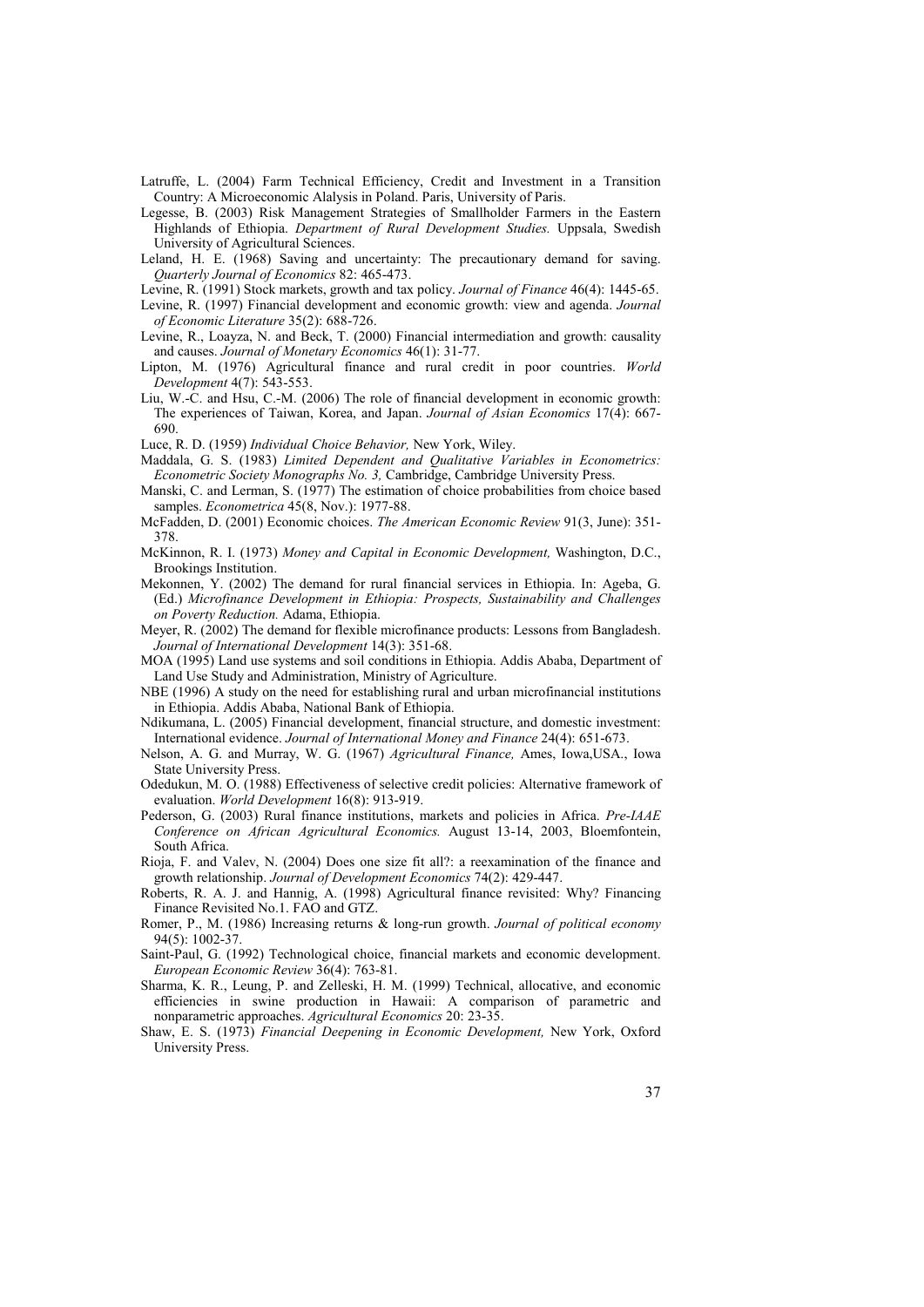Latruffe, L. (2004) Farm Technical Efficiency, Credit and Investment in a Transition Country: A Microeconomic Alalysis in Poland. Paris, University of Paris.

Legesse, B. (2003) Risk Management Strategies of Smallholder Farmers in the Eastern Highlands of Ethiopia. *Department of Rural Development Studies.* Uppsala, Swedish University of Agricultural Sciences.

Leland, H. E. (1968) Saving and uncertainty: The precautionary demand for saving. *Quarterly Journal of Economics* 82: 465-473.

Levine, R. (1991) Stock markets, growth and tax policy. *Journal of Finance* 46(4): 1445-65.

Levine, R. (1997) Financial development and economic growth: view and agenda. *Journal of Economic Literature* 35(2): 688-726.

Levine, R., Loayza, N. and Beck, T. (2000) Financial intermediation and growth: causality and causes. *Journal of Monetary Economics* 46(1): 31-77.

Lipton, M. (1976) Agricultural finance and rural credit in poor countries. *World Development* 4(7): 543-553.

Liu, W.-C. and Hsu, C.-M. (2006) The role of financial development in economic growth: The experiences of Taiwan, Korea, and Japan. *Journal of Asian Economics* 17(4): 667-690.

Luce, R. D. (1959) *Individual Choice Behavior,* New York, Wiley.

Maddala, G. S. (1983) *Limited Dependent and Qualitative Variables in Econometrics: Econometric Society Monographs No. 3,* Cambridge, Cambridge University Press.

Manski, C. and Lerman, S. (1977) The estimation of choice probabilities from choice based samples. *Econometrica* 45(8, Nov.): 1977-88.

McFadden, D. (2001) Economic choices. *The American Economic Review* 91(3, June): 351-378.

McKinnon, R. I. (1973) *Money and Capital in Economic Development,* Washington, D.C., Brookings Institution.

Mekonnen, Y. (2002) The demand for rural financial services in Ethiopia. In: Ageba, G. (Ed.) *Microfinance Development in Ethiopia: Prospects, Sustainability and Challenges on Poverty Reduction.* Adama, Ethiopia.

Meyer, R. (2002) The demand for flexible microfinance products: Lessons from Bangladesh. *Journal of International Development* 14(3): 351-68.

MOA (1995) Land use systems and soil conditions in Ethiopia. Addis Ababa, Department of Land Use Study and Administration, Ministry of Agriculture.

NBE (1996) A study on the need for establishing rural and urban microfinancial institutions in Ethiopia. Addis Ababa, National Bank of Ethiopia.

Ndikumana, L. (2005) Financial development, financial structure, and domestic investment: International evidence. *Journal of International Money and Finance* 24(4): 651-673.

Nelson, A. G. and Murray, W. G. (1967) *Agricultural Finance,* Ames, Iowa,USA., Iowa State University Press.

Odedukun, M. O. (1988) Effectiveness of selective credit policies: Alternative framework of evaluation. *World Development* 16(8): 913-919.

Pederson, G. (2003) Rural finance institutions, markets and policies in Africa. *Pre-IAAE Conference on African Agricultural Economics.* August 13-14, 2003, Bloemfontein, South Africa.

Rioja, F. and Valev, N. (2004) Does one size fit all?: a reexamination of the finance and growth relationship. *Journal of Development Economics* 74(2): 429-447.

Roberts, R. A. J. and Hannig, A. (1998) Agricultural finance revisited: Why? Financing Finance Revisited No.1. FAO and GTZ.

Romer, P., M. (1986) Increasing returns & long-run growth. *Journal of political economy* 94(5): 1002-37.

Saint-Paul, G. (1992) Technological choice, financial markets and economic development. *European Economic Review* 36(4): 763-81.

Sharma, K. R., Leung, P. and Zelleski, H. M. (1999) Technical, allocative, and economic efficiencies in swine production in Hawaii: A comparison of parametric and nonparametric approaches. *Agricultural Economics* 20: 23-35.

Shaw, E. S. (1973) *Financial Deepening in Economic Development,* New York, Oxford University Press.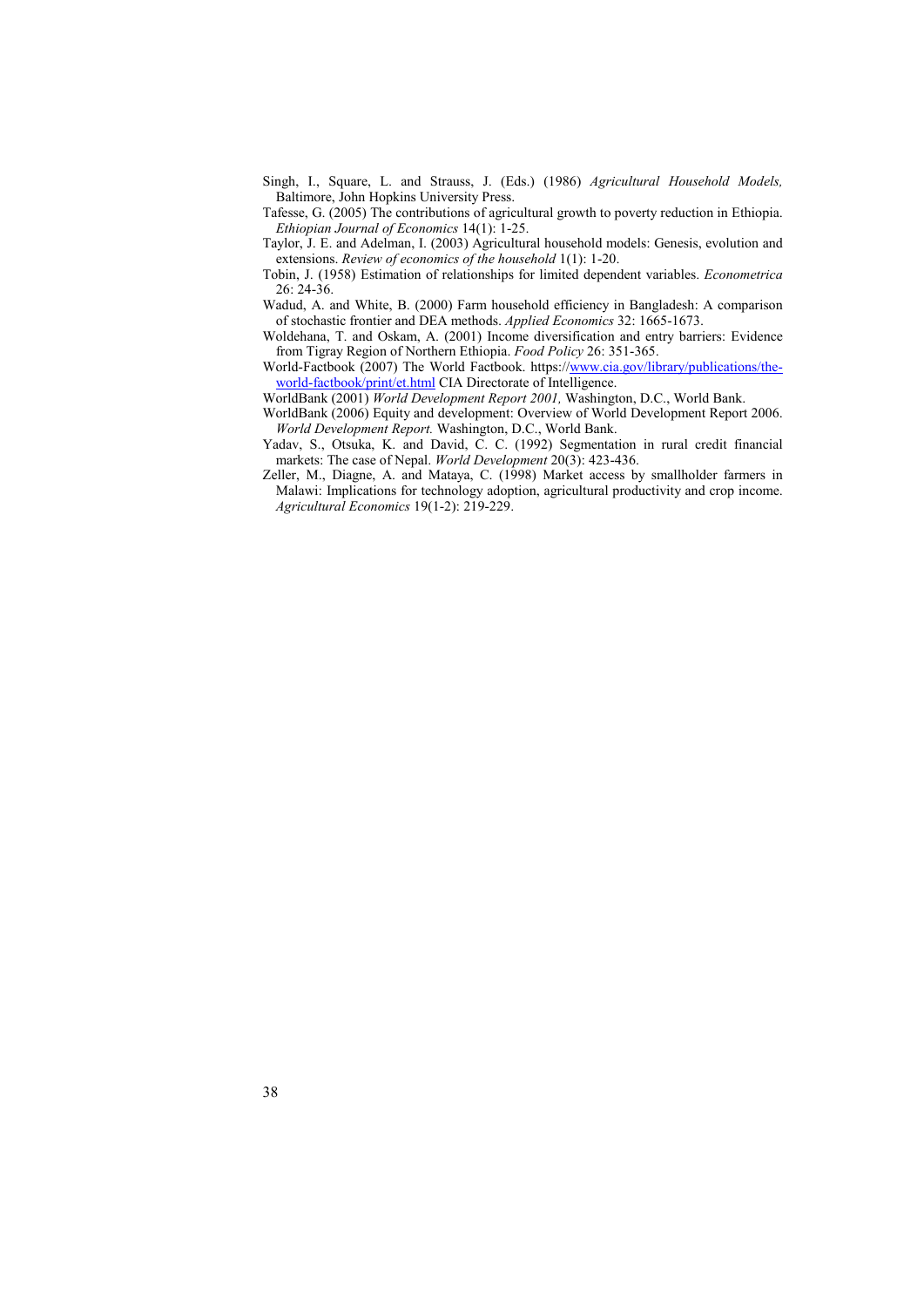Singh, I., Square, L. and Strauss, J. (Eds.) (1986) *Agricultural Household Models,* Baltimore, John Hopkins University Press.

Tafesse, G. (2005) The contributions of agricultural growth to poverty reduction in Ethiopia. *Ethiopian Journal of Economics* 14(1): 1-25.

Taylor, J. E. and Adelman, I. (2003) Agricultural household models: Genesis, evolution and extensions. *Review of economics of the household* 1(1): 1-20.

Tobin, J. (1958) Estimation of relationships for limited dependent variables. *Econometrica* 26: 24-36.

Wadud, A. and White, B. (2000) Farm household efficiency in Bangladesh: A comparison of stochastic frontier and DEA methods. *Applied Economics* 32: 1665-1673.

Woldehana, T. and Oskam, A. (2001) Income diversification and entry barriers: Evidence from Tigray Region of Northern Ethiopia. *Food Policy* 26: 351-365.

World-Factbook (2007) The World Factbook. https://www.cia.gov/library/publications/the-world-factbook/print/et.html CIA Directorate of Intelligence.

WorldBank (2001) *World Development Report 2001,* Washington, D.C., World Bank.

WorldBank (2006) Equity and development: Overview of World Development Report 2006. *World Development Report.* Washington, D.C., World Bank.

Yadav, S., Otsuka, K. and David, C. C. (1992) Segmentation in rural credit financial markets: The case of Nepal. *World Development* 20(3): 423-436.

Zeller, M., Diagne, A. and Mataya, C. (1998) Market access by smallholder farmers in Malawi: Implications for technology adoption, agricultural productivity and crop income. *Agricultural Economics* 19(1-2): 219-229.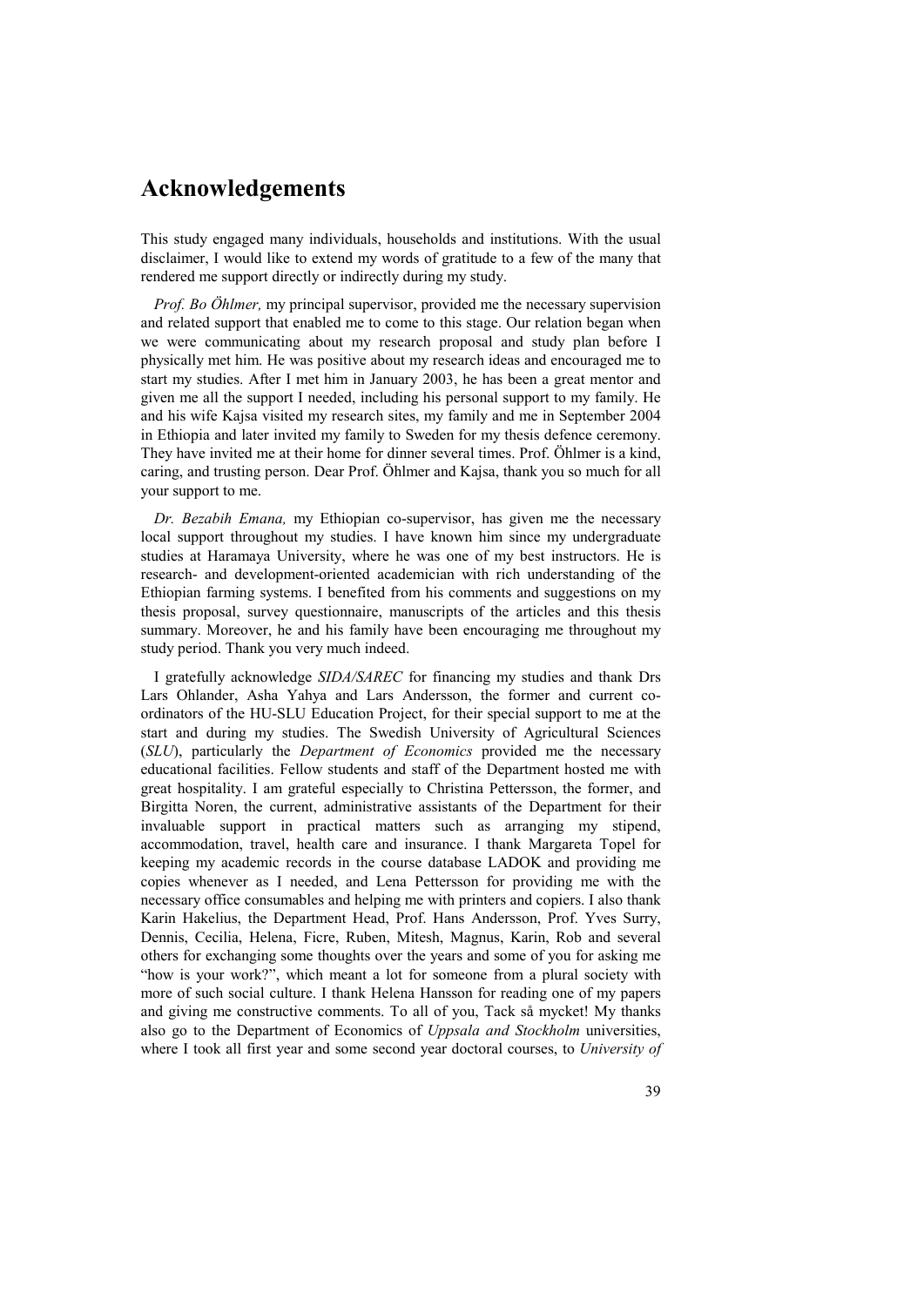# Acknowledgements

This study engaged many individuals, households and institutions. With the usual disclaimer, I would like to extend my words of gratitude to a few of the many that rendered me support directly or indirectly during my study.

*Prof. Bo Öhlmer,* my principal supervisor, provided me the necessary supervision and related support that enabled me to come to this stage. Our relation began when we were communicating about my research proposal and study plan before I physically met him. He was positive about my research ideas and encouraged me to start my studies. After I met him in January 2003, he has been a great mentor and given me all the support I needed, including his personal support to my family. He and his wife Kajsa visited my research sites, my family and me in September 2004 in Ethiopia and later invited my family to Sweden for my thesis defence ceremony. They have invited me at their home for dinner several times. Prof. Öhlmer is a kind, caring, and trusting person. Dear Prof. Öhlmer and Kajsa, thank you so much for all your support to me.

*Dr. Bezabih Emana,* my Ethiopian co-supervisor, has given me the necessary local support throughout my studies. I have known him since my undergraduate studies at Haramaya University, where he was one of my best instructors. He is research- and development-oriented academician with rich understanding of the Ethiopian farming systems. I benefited from his comments and suggestions on my thesis proposal, survey questionnaire, manuscripts of the articles and this thesis summary. Moreover, he and his family have been encouraging me throughout my study period. Thank you very much indeed.

I gratefully acknowledge *SIDA/SAREC* for financing my studies and thank Drs Lars Ohlander, Asha Yahya and Lars Andersson, the former and current co-ordinators of the HU-SLU Education Project, for their special support to me at the start and during my studies. The Swedish University of Agricultural Sciences (*SLU*), particularly the *Department of Economics* provided me the necessary educational facilities. Fellow students and staff of the Department hosted me with great hospitality. I am grateful especially to Christina Pettersson, the former, and Birgitta Noren, the current, administrative assistants of the Department for their invaluable support in practical matters such as arranging my stipend, accommodation, travel, health care and insurance. I thank Margareta Topel for keeping my academic records in the course database LADOK and providing me copies whenever as I needed, and Lena Pettersson for providing me with the necessary office consumables and helping me with printers and copiers. I also thank Karin Hakelius, the Department Head, Prof. Hans Andersson, Prof. Yves Surry, Dennis, Cecilia, Helena, Ficre, Ruben, Mitesh, Magnus, Karin, Rob and several others for exchanging some thoughts over the years and some of you for asking me "how is your work?", which meant a lot for someone from a plural society with more of such social culture. I thank Helena Hansson for reading one of my papers and giving me constructive comments. To all of you, Tack så mycket! My thanks also go to the Department of Economics of *Uppsala and Stockholm* universities, where I took all first year and some second year doctoral courses, to *University of*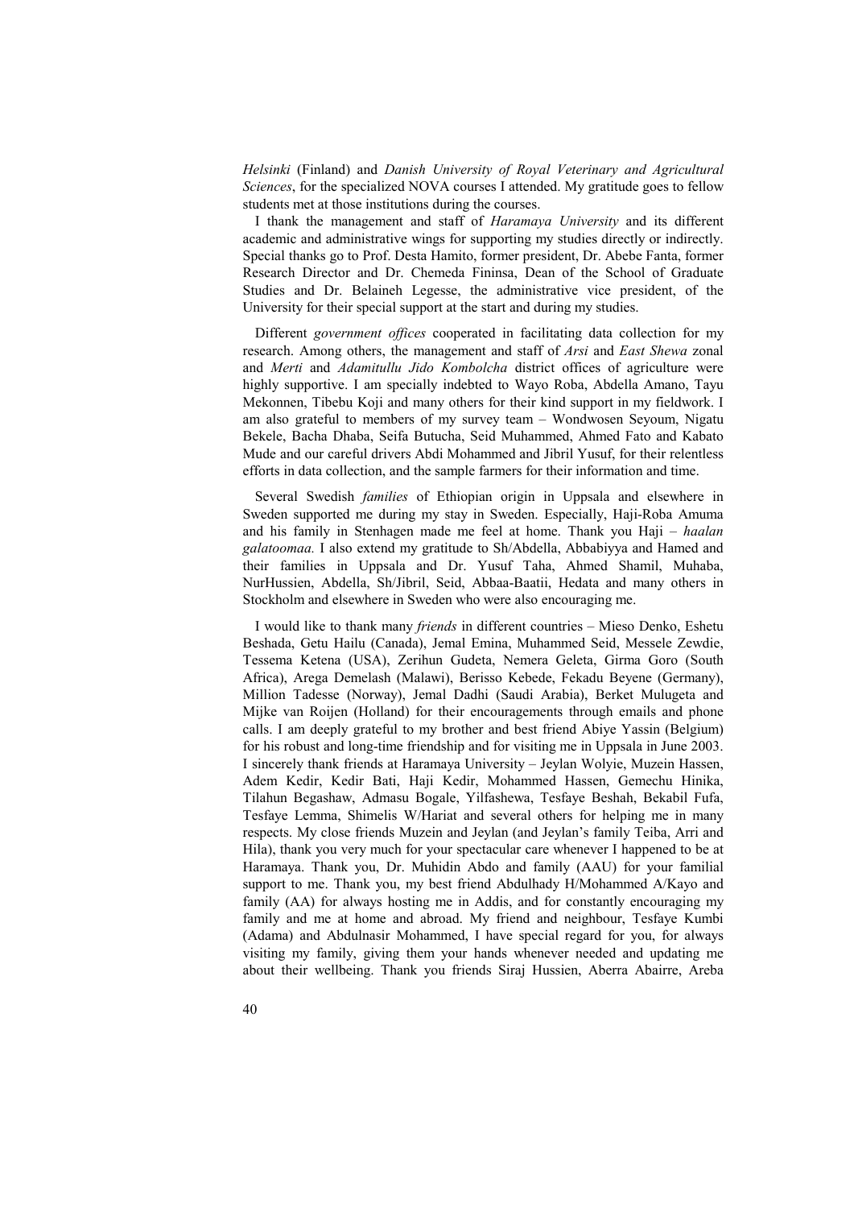*Helsinki* (Finland) and *Danish University of Royal Veterinary and Agricultural Sciences*, for the specialized NOVA courses I attended. My gratitude goes to fellow students met at those institutions during the courses.

I thank the management and staff of *Haramaya University* and its different academic and administrative wings for supporting my studies directly or indirectly. Special thanks go to Prof. Desta Hamito, former president, Dr. Abebe Fanta, former Research Director and Dr. Chemeda Fininsa, Dean of the School of Graduate Studies and Dr. Belaineh Legesse, the administrative vice president, of the University for their special support at the start and during my studies.

Different *government offices* cooperated in facilitating data collection for my research. Among others, the management and staff of *Arsi* and *East Shewa* zonal and *Merti* and *Adamitullu Jido Kombolcha* district offices of agriculture were highly supportive. I am specially indebted to Wayo Roba, Abdella Amano, Tayu Mekonnen, Tibebu Koji and many others for their kind support in my fieldwork. I am also grateful to members of my survey team – Wondwosen Seyoum, Nigatu Bekele, Bacha Dhaba, Seifa Butucha, Seid Muhammed, Ahmed Fato and Kabato Mude and our careful drivers Abdi Mohammed and Jibril Yusuf, for their relentless efforts in data collection, and the sample farmers for their information and time.

Several Swedish *families* of Ethiopian origin in Uppsala and elsewhere in Sweden supported me during my stay in Sweden. Especially, Haji-Roba Amuma and his family in Stenhagen made me feel at home. Thank you Haji – *haalan galatoomaa.* I also extend my gratitude to Sh/Abdella, Abbabiyya and Hamed and their families in Uppsala and Dr. Yusuf Taha, Ahmed Shamil, Muhaba, NurHussien, Abdella, Sh/Jibril, Seid, Abbaa-Baatii, Hedata and many others in Stockholm and elsewhere in Sweden who were also encouraging me.

I would like to thank many *friends* in different countries – Mieso Denko, Eshetu Beshada, Getu Hailu (Canada), Jemal Emina, Muhammed Seid, Messele Zewdie, Tessema Ketena (USA), Zerihun Gudeta, Nemera Geleta, Girma Goro (South Africa), Arega Demelash (Malawi), Berisso Kebede, Fekadu Beyene (Germany), Million Tadesse (Norway), Jemal Dadhi (Saudi Arabia), Berket Mulugeta and Mijke van Roijen (Holland) for their encouragements through emails and phone calls. I am deeply grateful to my brother and best friend Abiye Yassin (Belgium) for his robust and long-time friendship and for visiting me in Uppsala in June 2003. I sincerely thank friends at Haramaya University – Jeylan Wolyie, Muzein Hassen, Adem Kedir, Kedir Bati, Haji Kedir, Mohammed Hassen, Gemechu Hinika, Tilahun Begashaw, Admasu Bogale, Yilfashewa, Tesfaye Beshah, Bekabil Fufa, Tesfaye Lemma, Shimelis W/Hariat and several others for helping me in many respects. My close friends Muzein and Jeylan (and Jeylan's family Teiba, Arri and Hila), thank you very much for your spectacular care whenever I happened to be at Haramaya. Thank you, Dr. Muhidin Abdo and family (AAU) for your familial support to me. Thank you, my best friend Abdulhady H/Mohammed A/Kayo and family (AA) for always hosting me in Addis, and for constantly encouraging my family and me at home and abroad. My friend and neighbour, Tesfaye Kumbi (Adama) and Abdulnasir Mohammed, I have special regard for you, for always visiting my family, giving them your hands whenever needed and updating me about their wellbeing. Thank you friends Siraj Hussien, Aberra Abairre, Areba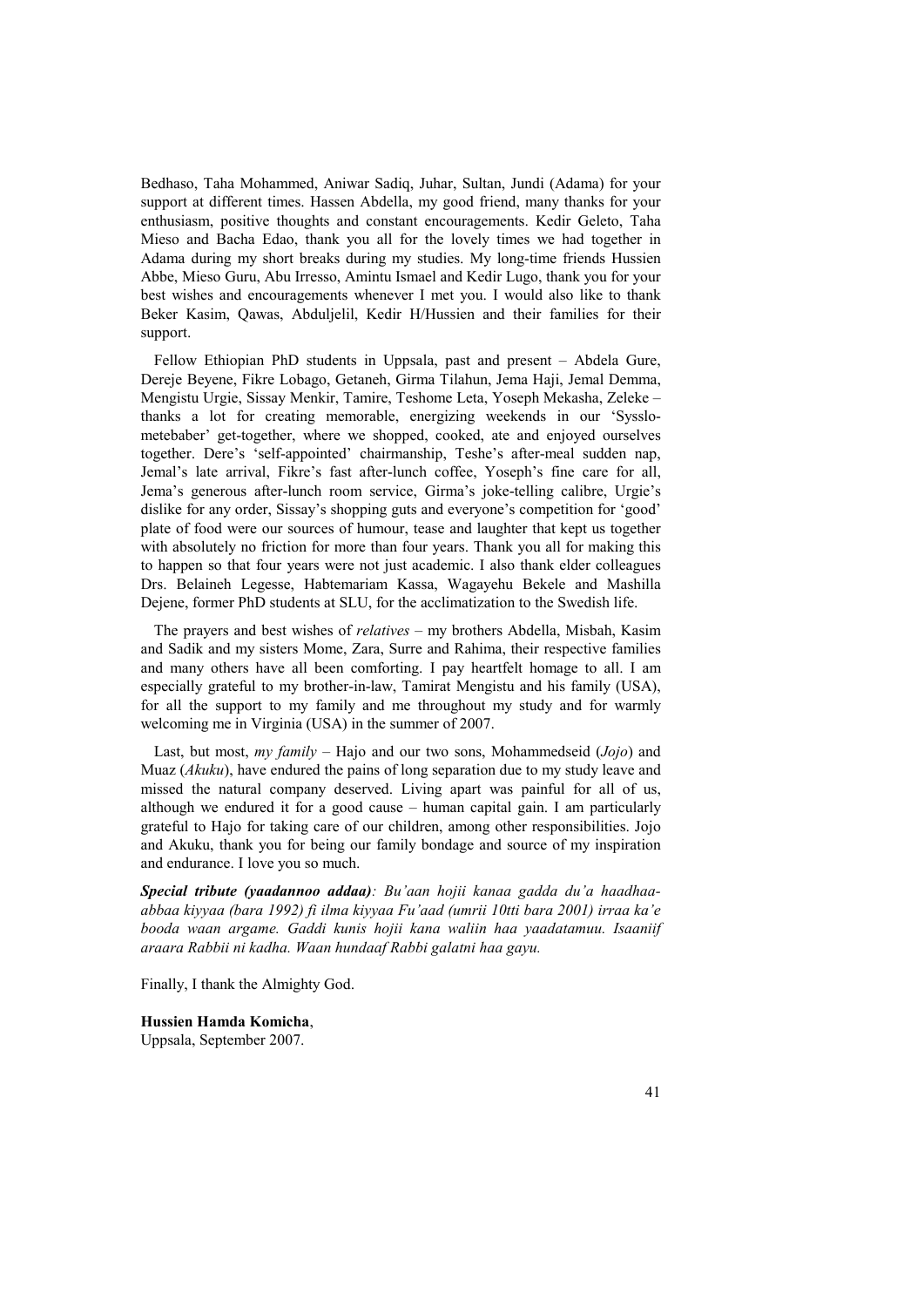Bedhaso, Taha Mohammed, Aniwar Sadiq, Juhar, Sultan, Jundi (Adama) for your support at different times. Hassen Abdella, my good friend, many thanks for your enthusiasm, positive thoughts and constant encouragements. Kedir Geleto, Taha Mieso and Bacha Edao, thank you all for the lovely times we had together in Adama during my short breaks during my studies. My long-time friends Hussien Abbe, Mieso Guru, Abu Irresso, Amintu Ismael and Kedir Lugo, thank you for your best wishes and encouragements whenever I met you. I would also like to thank Beker Kasim, Qawas, Abduljelil, Kedir H/Hussien and their families for their support.

Fellow Ethiopian PhD students in Uppsala, past and present – Abdela Gure, Dereje Beyene, Fikre Lobago, Getaneh, Girma Tilahun, Jema Haji, Jemal Demma, Mengistu Urgie, Sissay Menkir, Tamire, Teshome Leta, Yoseph Mekasha, Zeleke – thanks a lot for creating memorable, energizing weekends in our 'Sysslo-metebaber' get-together, where we shopped, cooked, ate and enjoyed ourselves together. Dere's 'self-appointed' chairmanship, Teshe's after-meal sudden nap, Jemal's late arrival, Fikre's fast after-lunch coffee, Yoseph's fine care for all, Jema's generous after-lunch room service, Girma's joke-telling calibre, Urgie's dislike for any order, Sissay's shopping guts and everyone's competition for 'good' plate of food were our sources of humour, tease and laughter that kept us together with absolutely no friction for more than four years. Thank you all for making this to happen so that four years were not just academic. I also thank elder colleagues Drs. Belaineh Legesse, Habtemariam Kassa, Wagayehu Bekele and Mashilla Dejene, former PhD students at SLU, for the acclimatization to the Swedish life.

The prayers and best wishes of *relatives* – my brothers Abdella, Misbah, Kasim and Sadik and my sisters Mome, Zara, Surre and Rahima, their respective families and many others have all been comforting. I pay heartfelt homage to all. I am especially grateful to my brother-in-law, Tamirat Mengistu and his family (USA), for all the support to my family and me throughout my study and for warmly welcoming me in Virginia (USA) in the summer of 2007.

Last, but most, *my family* – Hajo and our two sons, Mohammedseid (*Jojo*) and Muaz (*Akuku*), have endured the pains of long separation due to my study leave and missed the natural company deserved. Living apart was painful for all of us, although we endured it for a good cause – human capital gain. I am particularly grateful to Hajo for taking care of our children, among other responsibilities. Jojo and Akuku, thank you for being our family bondage and source of my inspiration and endurance. I love you so much.

***Special tribute (yaadannoo addaa)****: Bu'aan hojii kanaa gadda du'a haadhaa-abbaa kiyyaa (bara 1992) fi ilma kiyyaa Fu'aad (umrii 10tti bara 2001) irraa ka'e booda waan argame. Gaddi kunis hojii kana waliin haa yaadatamuu. Isaaniif araara Rabbii ni kadha. Waan hundaaf Rabbi galatni haa gayu.*

Finally, I thank the Almighty God.

**Hussien Hamda Komicha**,
Uppsala, September 2007.